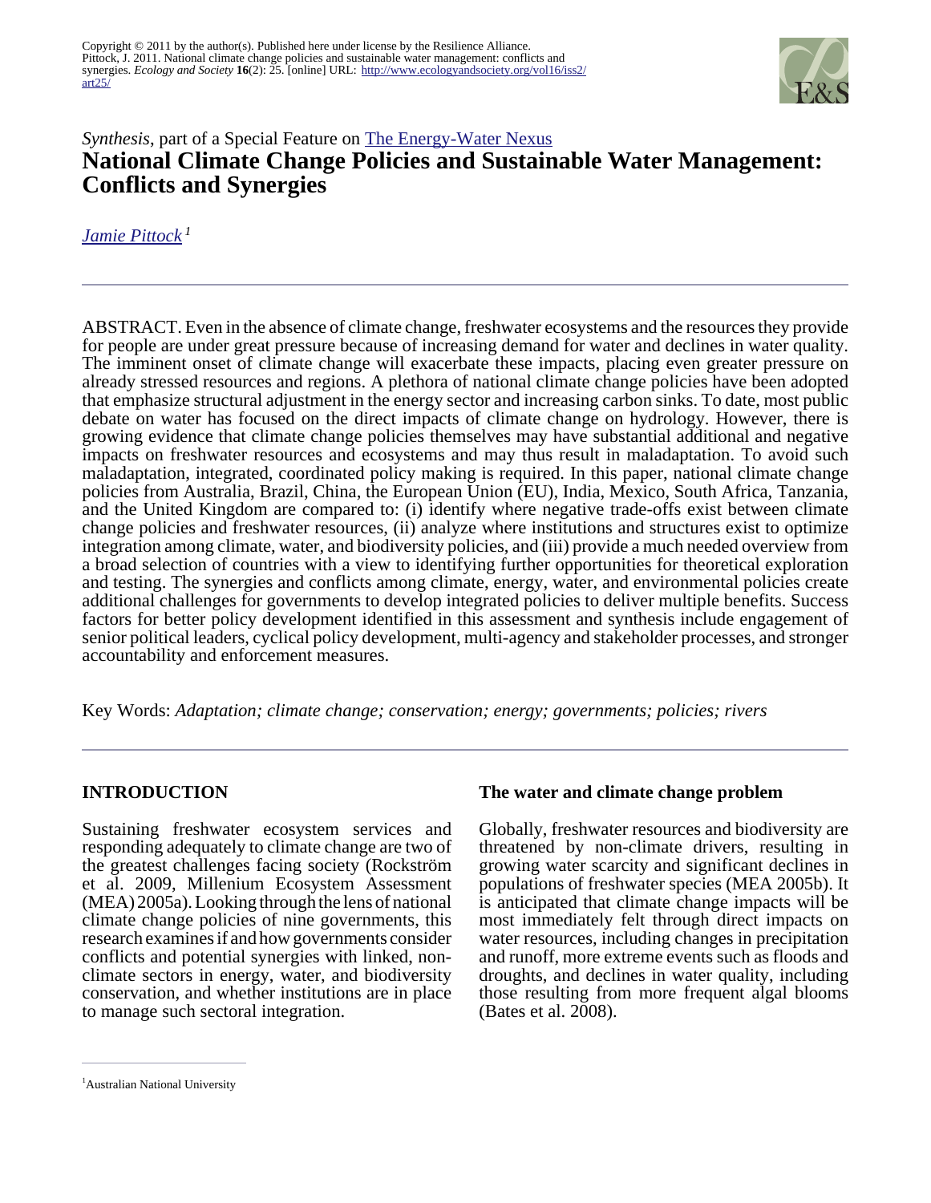Copyright © 2011 by the author(s). Published here under license by the Resilience Alliance.
Pittock, J. 2011. National climate change policies and sustainable water management: conflicts and synergies. *Ecology and Society* **16**(2): 25. [online] URL: http://www.ecologyandsociety.org/vol16/iss2/art25/

*Synthesis*, part of a Special Feature on The Energy-Water Nexus

# National Climate Change Policies and Sustainable Water Management: Conflicts and Synergies

*Jamie Pittock* [1]

ABSTRACT. Even in the absence of climate change, freshwater ecosystems and the resources they provide for people are under great pressure because of increasing demand for water and declines in water quality. The imminent onset of climate change will exacerbate these impacts, placing even greater pressure on already stressed resources and regions. A plethora of national climate change policies have been adopted that emphasize structural adjustment in the energy sector and increasing carbon sinks. To date, most public debate on water has focused on the direct impacts of climate change on hydrology. However, there is growing evidence that climate change policies themselves may have substantial additional and negative impacts on freshwater resources and ecosystems and may thus result in maladaptation. To avoid such maladaptation, integrated, coordinated policy making is required. In this paper, national climate change policies from Australia, Brazil, China, the European Union (EU), India, Mexico, South Africa, Tanzania, and the United Kingdom are compared to: (i) identify where negative trade-offs exist between climate change policies and freshwater resources, (ii) analyze where institutions and structures exist to optimize integration among climate, water, and biodiversity policies, and (iii) provide a much needed overview from a broad selection of countries with a view to identifying further opportunities for theoretical exploration and testing. The synergies and conflicts among climate, energy, water, and environmental policies create additional challenges for governments to develop integrated policies to deliver multiple benefits. Success factors for better policy development identified in this assessment and synthesis include engagement of senior political leaders, cyclical policy development, multi-agency and stakeholder processes, and stronger accountability and enforcement measures.

Key Words: *Adaptation; climate change; conservation; energy; governments; policies; rivers*

## INTRODUCTION

Sustaining freshwater ecosystem services and responding adequately to climate change are two of the greatest challenges facing society (Rockström et al. 2009, Millenium Ecosystem Assessment (MEA) 2005a). Looking through the lens of national climate change policies of nine governments, this research examines if and how governments consider conflicts and potential synergies with linked, non-climate sectors in energy, water, and biodiversity conservation, and whether institutions are in place to manage such sectoral integration.

### The water and climate change problem

Globally, freshwater resources and biodiversity are threatened by non-climate drivers, resulting in growing water scarcity and significant declines in populations of freshwater species (MEA 2005b). It is anticipated that climate change impacts will be most immediately felt through direct impacts on water resources, including changes in precipitation and runoff, more extreme events such as floods and droughts, and declines in water quality, including those resulting from more frequent algal blooms (Bates et al. 2008).

[1] Australian National University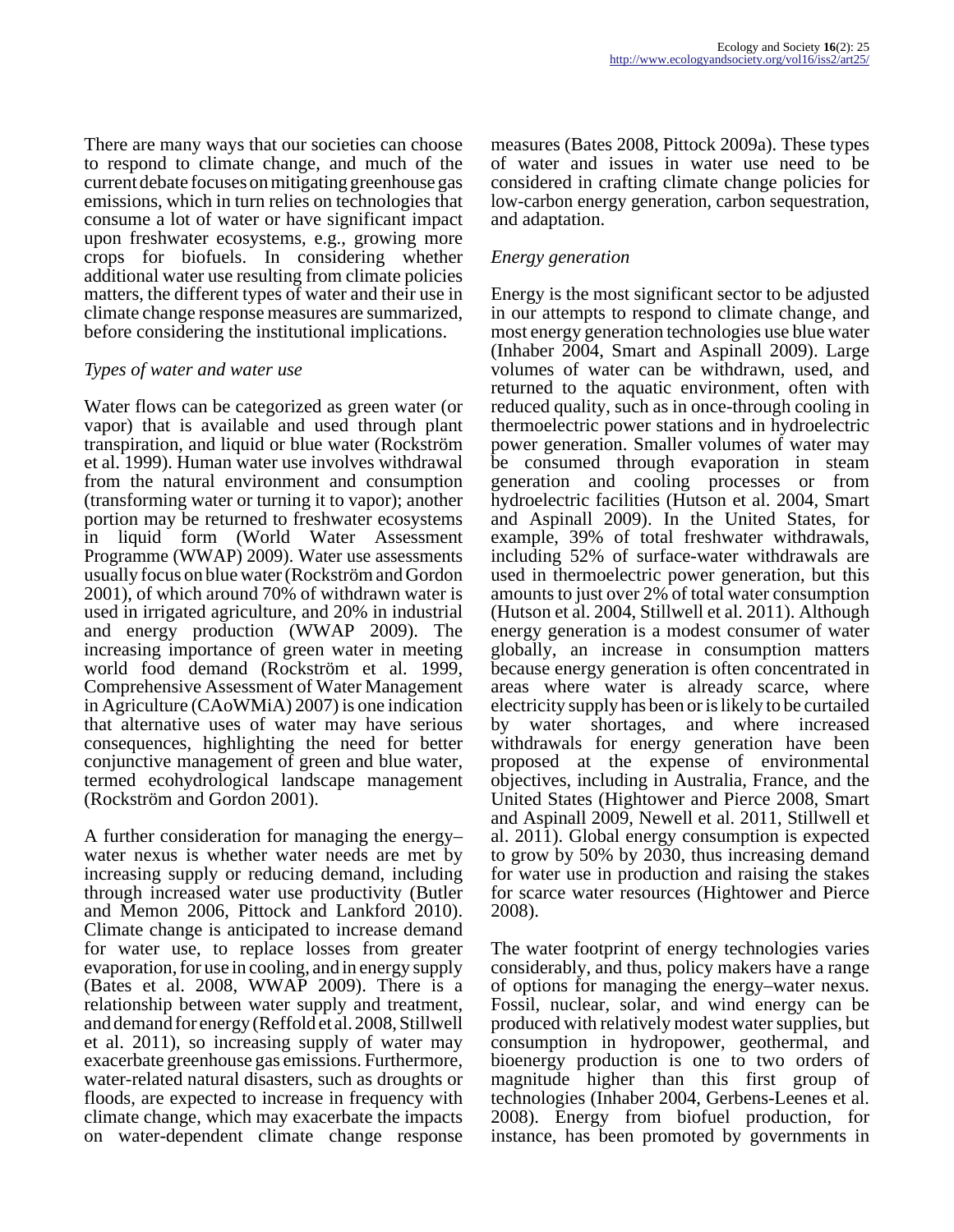There are many ways that our societies can choose to respond to climate change, and much of the current debate focuses on mitigating greenhouse gas emissions, which in turn relies on technologies that consume a lot of water or have significant impact upon freshwater ecosystems, e.g., growing more crops for biofuels. In considering whether additional water use resulting from climate policies matters, the different types of water and their use in climate change response measures are summarized, before considering the institutional implications.

### *Types of water and water use*

Water flows can be categorized as green water (or vapor) that is available and used through plant transpiration, and liquid or blue water (Rockström et al. 1999). Human water use involves withdrawal from the natural environment and consumption (transforming water or turning it to vapor); another portion may be returned to freshwater ecosystems in liquid form (World Water Assessment Programme (WWAP) 2009). Water use assessments usually focus on blue water (Rockström and Gordon 2001), of which around 70% of withdrawn water is used in irrigated agriculture, and 20% in industrial and energy production (WWAP 2009). The increasing importance of green water in meeting world food demand (Rockström et al. 1999, Comprehensive Assessment of Water Management in Agriculture (CAoWMiA) 2007) is one indication that alternative uses of water may have serious consequences, highlighting the need for better conjunctive management of green and blue water, termed ecohydrological landscape management (Rockström and Gordon 2001).

A further consideration for managing the energy–water nexus is whether water needs are met by increasing supply or reducing demand, including through increased water use productivity (Butler and Memon 2006, Pittock and Lankford 2010). Climate change is anticipated to increase demand for water use, to replace losses from greater evaporation, for use in cooling, and in energy supply (Bates et al. 2008, WWAP 2009). There is a relationship between water supply and treatment, and demand for energy (Reffold et al. 2008, Stillwell et al. 2011), so increasing supply of water may exacerbate greenhouse gas emissions. Furthermore, water-related natural disasters, such as droughts or floods, are expected to increase in frequency with climate change, which may exacerbate the impacts on water-dependent climate change response measures (Bates 2008, Pittock 2009a). These types of water and issues in water use need to be considered in crafting climate change policies for low-carbon energy generation, carbon sequestration, and adaptation.

### *Energy generation*

Energy is the most significant sector to be adjusted in our attempts to respond to climate change, and most energy generation technologies use blue water (Inhaber 2004, Smart and Aspinall 2009). Large volumes of water can be withdrawn, used, and returned to the aquatic environment, often with reduced quality, such as in once-through cooling in thermoelectric power stations and in hydroelectric power generation. Smaller volumes of water may be consumed through evaporation in steam generation and cooling processes or from hydroelectric facilities (Hutson et al. 2004, Smart and Aspinall 2009). In the United States, for example, 39% of total freshwater withdrawals, including 52% of surface-water withdrawals are used in thermoelectric power generation, but this amounts to just over 2% of total water consumption (Hutson et al. 2004, Stillwell et al. 2011). Although energy generation is a modest consumer of water globally, an increase in consumption matters because energy generation is often concentrated in areas where water is already scarce, where electricity supply has been or is likely to be curtailed by water shortages, and where increased withdrawals for energy generation have been proposed at the expense of environmental objectives, including in Australia, France, and the United States (Hightower and Pierce 2008, Smart and Aspinall 2009, Newell et al. 2011, Stillwell et al. 2011). Global energy consumption is expected to grow by 50% by 2030, thus increasing demand for water use in production and raising the stakes for scarce water resources (Hightower and Pierce 2008).

The water footprint of energy technologies varies considerably, and thus, policy makers have a range of options for managing the energy–water nexus. Fossil, nuclear, solar, and wind energy can be produced with relatively modest water supplies, but consumption in hydropower, geothermal, and bioenergy production is one to two orders of magnitude higher than this first group of technologies (Inhaber 2004, Gerbens-Leenes et al. 2008). Energy from biofuel production, for instance, has been promoted by governments in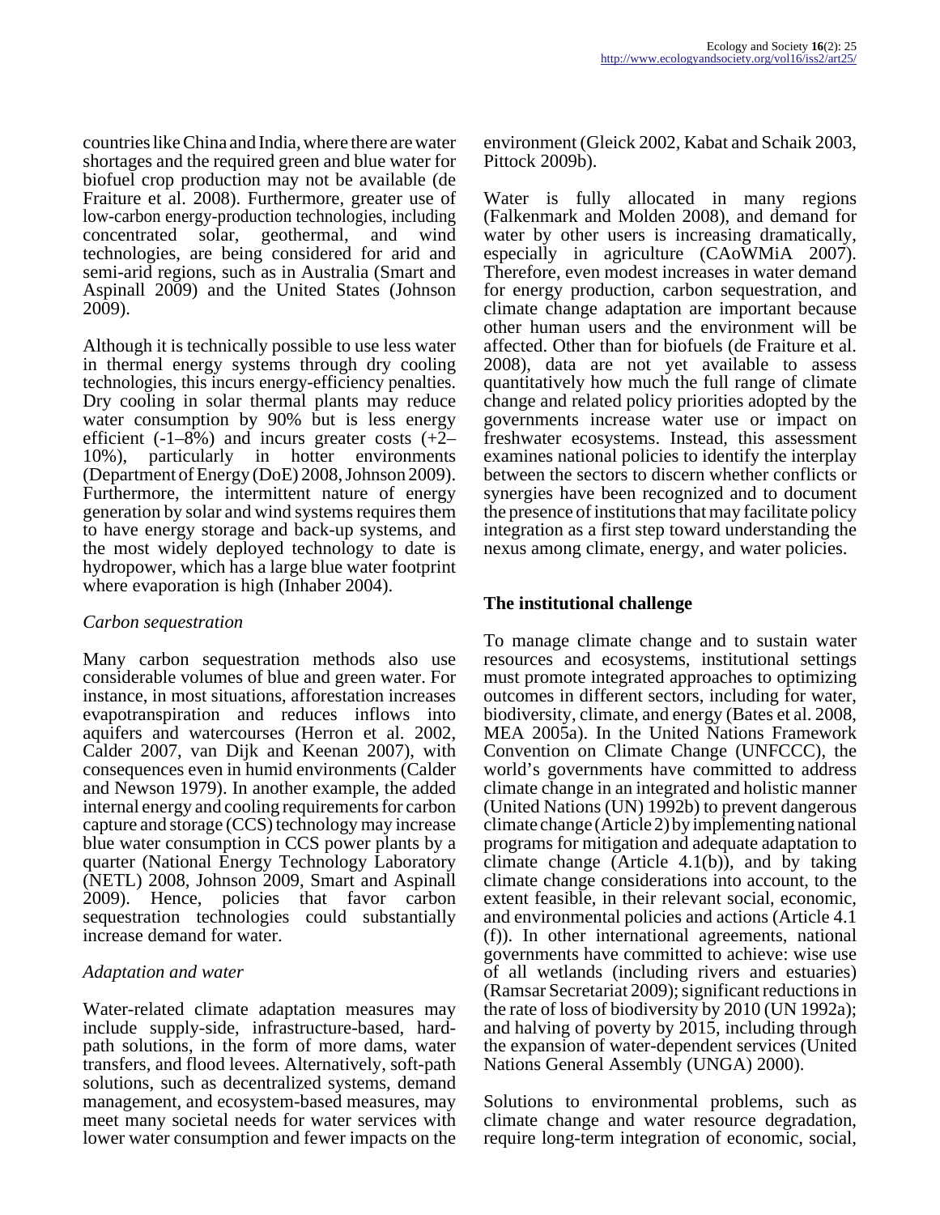countries like China and India, where there are water shortages and the required green and blue water for biofuel crop production may not be available (de Fraiture et al. 2008). Furthermore, greater use of low-carbon energy-production technologies, including concentrated solar, geothermal, and wind technologies, are being considered for arid and semi-arid regions, such as in Australia (Smart and Aspinall 2009) and the United States (Johnson 2009).

Although it is technically possible to use less water in thermal energy systems through dry cooling technologies, this incurs energy-efficiency penalties. Dry cooling in solar thermal plants may reduce water consumption by 90% but is less energy efficient (-1–8%) and incurs greater costs (+2–10%), particularly in hotter environments (Department of Energy (DoE) 2008, Johnson 2009). Furthermore, the intermittent nature of energy generation by solar and wind systems requires them to have energy storage and back-up systems, and the most widely deployed technology to date is hydropower, which has a large blue water footprint where evaporation is high (Inhaber 2004).

*Carbon sequestration*

Many carbon sequestration methods also use considerable volumes of blue and green water. For instance, in most situations, afforestation increases evapotranspiration and reduces inflows into aquifers and watercourses (Herron et al. 2002, Calder 2007, van Dijk and Keenan 2007), with consequences even in humid environments (Calder and Newson 1979). In another example, the added internal energy and cooling requirements for carbon capture and storage (CCS) technology may increase blue water consumption in CCS power plants by a quarter (National Energy Technology Laboratory (NETL) 2008, Johnson 2009, Smart and Aspinall 2009). Hence, policies that favor carbon sequestration technologies could substantially increase demand for water.

*Adaptation and water*

Water-related climate adaptation measures may include supply-side, infrastructure-based, hard-path solutions, in the form of more dams, water transfers, and flood levees. Alternatively, soft-path solutions, such as decentralized systems, demand management, and ecosystem-based measures, may meet many societal needs for water services with lower water consumption and fewer impacts on the environment (Gleick 2002, Kabat and Schaik 2003, Pittock 2009b).

Water is fully allocated in many regions (Falkenmark and Molden 2008), and demand for water by other users is increasing dramatically, especially in agriculture (CAoWMiA 2007). Therefore, even modest increases in water demand for energy production, carbon sequestration, and climate change adaptation are important because other human users and the environment will be affected. Other than for biofuels (de Fraiture et al. 2008), data are not yet available to assess quantitatively how much the full range of climate change and related policy priorities adopted by the governments increase water use or impact on freshwater ecosystems. Instead, this assessment examines national policies to identify the interplay between the sectors to discern whether conflicts or synergies have been recognized and to document the presence of institutions that may facilitate policy integration as a first step toward understanding the nexus among climate, energy, and water policies.

## The institutional challenge

To manage climate change and to sustain water resources and ecosystems, institutional settings must promote integrated approaches to optimizing outcomes in different sectors, including for water, biodiversity, climate, and energy (Bates et al. 2008, MEA 2005a). In the United Nations Framework Convention on Climate Change (UNFCCC), the world's governments have committed to address climate change in an integrated and holistic manner (United Nations (UN) 1992b) to prevent dangerous climate change (Article 2) by implementing national programs for mitigation and adequate adaptation to climate change (Article 4.1(b)), and by taking climate change considerations into account, to the extent feasible, in their relevant social, economic, and environmental policies and actions (Article 4.1 (f)). In other international agreements, national governments have committed to achieve: wise use of all wetlands (including rivers and estuaries) (Ramsar Secretariat 2009); significant reductions in the rate of loss of biodiversity by 2010 (UN 1992a); and halving of poverty by 2015, including through the expansion of water-dependent services (United Nations General Assembly (UNGA) 2000).

Solutions to environmental problems, such as climate change and water resource degradation, require long-term integration of economic, social,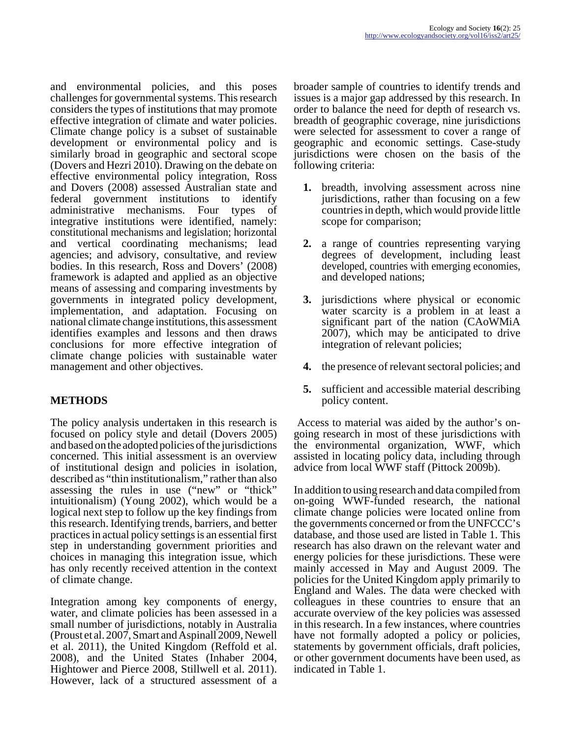and environmental policies, and this poses challenges for governmental systems. This research considers the types of institutions that may promote effective integration of climate and water policies. Climate change policy is a subset of sustainable development or environmental policy and is similarly broad in geographic and sectoral scope (Dovers and Hezri 2010). Drawing on the debate on effective environmental policy integration, Ross and Dovers (2008) assessed Australian state and federal government institutions to identify administrative mechanisms. Four types of integrative institutions were identified, namely: constitutional mechanisms and legislation; horizontal and vertical coordinating mechanisms; lead agencies; and advisory, consultative, and review bodies. In this research, Ross and Dovers' (2008) framework is adapted and applied as an objective means of assessing and comparing investments by governments in integrated policy development, implementation, and adaptation. Focusing on national climate change institutions, this assessment identifies examples and lessons and then draws conclusions for more effective integration of climate change policies with sustainable water management and other objectives.

## METHODS

The policy analysis undertaken in this research is focused on policy style and detail (Dovers 2005) and based on the adopted policies of the jurisdictions concerned. This initial assessment is an overview of institutional design and policies in isolation, described as "thin institutionalism," rather than also assessing the rules in use ("new" or "thick" intuitionalism) (Young 2002), which would be a logical next step to follow up the key findings from this research. Identifying trends, barriers, and better practices in actual policy settings is an essential first step in understanding government priorities and choices in managing this integration issue, which has only recently received attention in the context of climate change.

Integration among key components of energy, water, and climate policies has been assessed in a small number of jurisdictions, notably in Australia (Proust et al. 2007, Smart and Aspinall 2009, Newell et al. 2011), the United Kingdom (Reffold et al. 2008), and the United States (Inhaber 2004, Hightower and Pierce 2008, Stillwell et al. 2011). However, lack of a structured assessment of a broader sample of countries to identify trends and issues is a major gap addressed by this research. In order to balance the need for depth of research vs. breadth of geographic coverage, nine jurisdictions were selected for assessment to cover a range of geographic and economic settings. Case-study jurisdictions were chosen on the basis of the following criteria:

1. breadth, involving assessment across nine jurisdictions, rather than focusing on a few countries in depth, which would provide little scope for comparison;
2. a range of countries representing varying degrees of development, including least developed, countries with emerging economies, and developed nations;
3. jurisdictions where physical or economic water scarcity is a problem in at least a significant part of the nation (CAoWMiA 2007), which may be anticipated to drive integration of relevant policies;
4. the presence of relevant sectoral policies; and
5. sufficient and accessible material describing policy content.

Access to material was aided by the author's on-going research in most of these jurisdictions with the environmental organization, WWF, which assisted in locating policy data, including through advice from local WWF staff (Pittock 2009b).

In addition to using research and data compiled from on-going WWF-funded research, the national climate change policies were located online from the governments concerned or from the UNFCCC's database, and those used are listed in Table 1. This research has also drawn on the relevant water and energy policies for these jurisdictions. These were mainly accessed in May and August 2009. The policies for the United Kingdom apply primarily to England and Wales. The data were checked with colleagues in these countries to ensure that an accurate overview of the key policies was assessed in this research. In a few instances, where countries have not formally adopted a policy or policies, statements by government officials, draft policies, or other government documents have been used, as indicated in Table 1.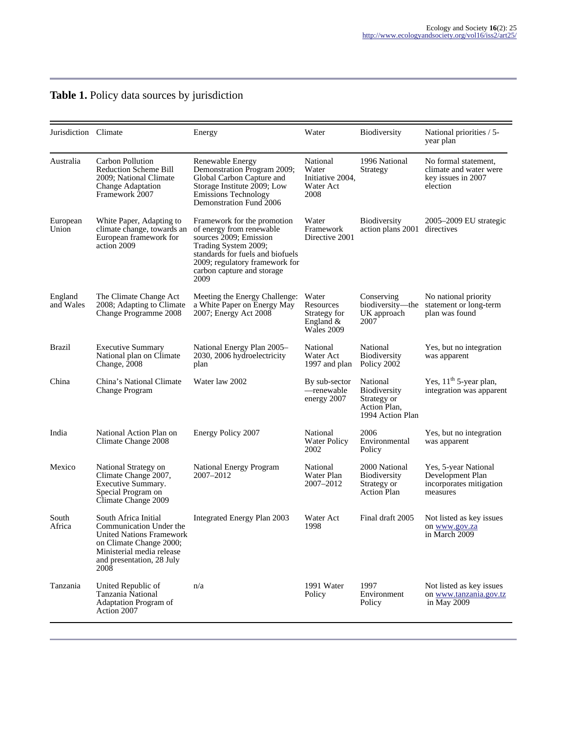**Table 1.** Policy data sources by jurisdiction

| Jurisdiction | Climate | Energy | Water | Biodiversity | National priorities / 5-year plan |
|---|---|---|---|---|---|
| Australia | Carbon Pollution Reduction Scheme Bill 2009; National Climate Change Adaptation Framework 2007 | Renewable Energy Demonstration Program 2009; Global Carbon Capture and Storage Institute 2009; Low Emissions Technology Demonstration Fund 2006 | National Water Initiative 2004, Water Act 2008 | 1996 National Strategy | No formal statement, climate and water were key issues in 2007 election |
| European Union | White Paper, Adapting to climate change, towards an European framework for action 2009 | Framework for the promotion of energy from renewable sources 2009; Emission Trading System 2009; standards for fuels and biofuels 2009; regulatory framework for carbon capture and storage 2009 | Water Framework Directive 2001 | Biodiversity action plans 2001 | 2005–2009 EU strategic directives |
| England and Wales | The Climate Change Act 2008; Adapting to Climate Change Programme 2008 | Meeting the Energy Challenge: a White Paper on Energy May 2007; Energy Act 2008 | Water Resources Strategy for England & Wales 2009 | Conserving biodiversity—the UK approach 2007 | No national priority statement or long-term plan was found |
| Brazil | Executive Summary National plan on Climate Change, 2008 | National Energy Plan 2005–2030, 2006 hydroelectricity plan | National Water Act 1997 and plan | National Biodiversity Policy 2002 | Yes, but no integration was apparent |
| China | China's National Climate Change Program | Water law 2002 | By sub-sector —renewable energy 2007 | National Biodiversity Strategy or Action Plan, 1994 Action Plan | Yes, 11th 5-year plan, integration was apparent |
| India | National Action Plan on Climate Change 2008 | Energy Policy 2007 | National Water Policy 2002 | 2006 Environmental Policy | Yes, but no integration was apparent |
| Mexico | National Strategy on Climate Change 2007, Executive Summary. Special Program on Climate Change 2009 | National Energy Program 2007–2012 | National Water Plan 2007–2012 | 2000 National Biodiversity Strategy or Action Plan | Yes, 5-year National Development Plan incorporates mitigation measures |
| South Africa | South Africa Initial Communication Under the United Nations Framework on Climate Change 2000; Ministerial media release and presentation, 28 July 2008 | Integrated Energy Plan 2003 | Water Act 1998 | Final draft 2005 | Not listed as key issues on www.gov.za in March 2009 |
| Tanzania | United Republic of Tanzania National Adaptation Program of Action 2007 | n/a | 1991 Water Policy | 1997 Environment Policy | Not listed as key issues on www.tanzania.gov.tz in May 2009 |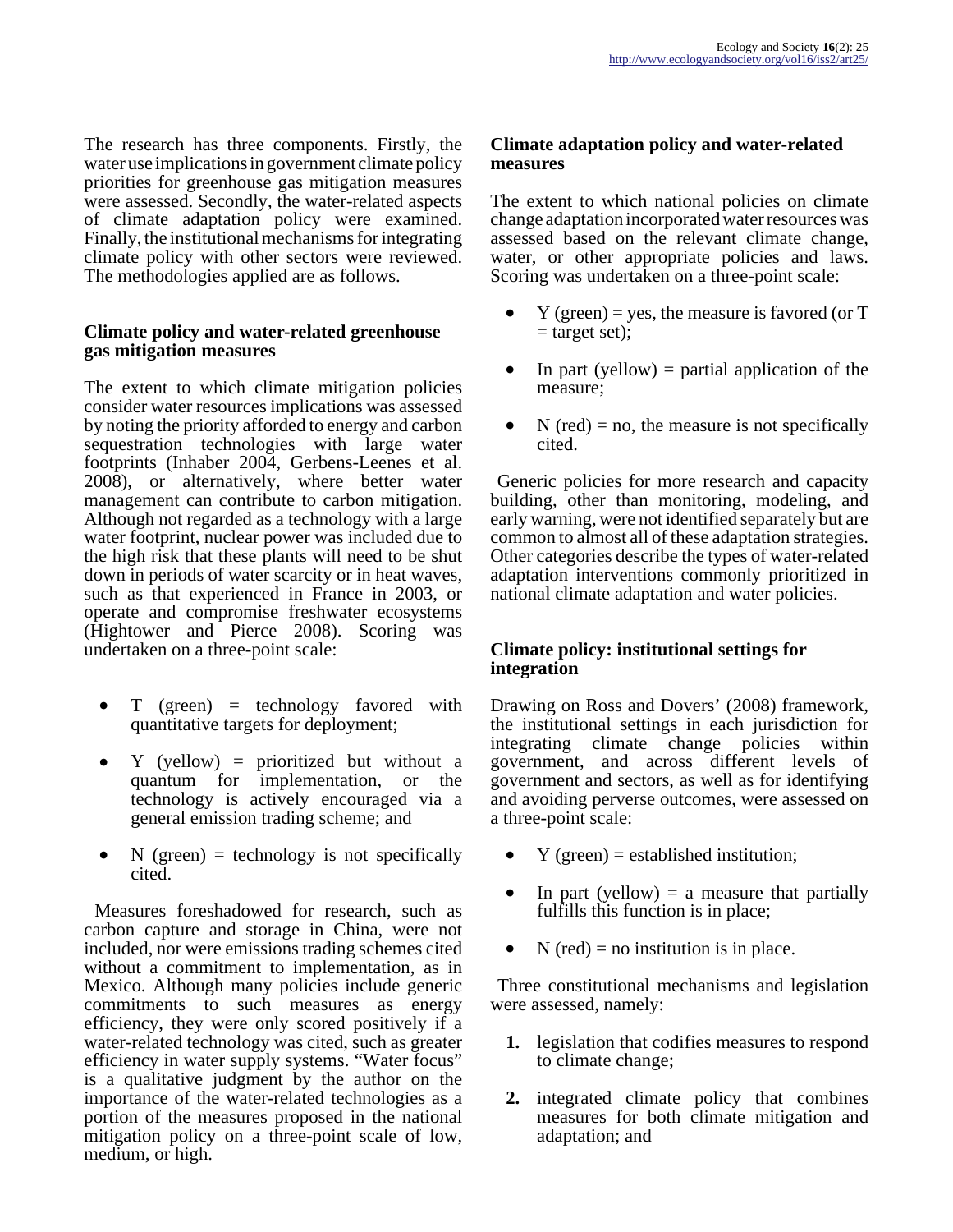The research has three components. Firstly, the water use implications in government climate policy priorities for greenhouse gas mitigation measures were assessed. Secondly, the water-related aspects of climate adaptation policy were examined. Finally, the institutional mechanisms for integrating climate policy with other sectors were reviewed. The methodologies applied are as follows.

### Climate policy and water-related greenhouse gas mitigation measures

The extent to which climate mitigation policies consider water resources implications was assessed by noting the priority afforded to energy and carbon sequestration technologies with large water footprints (Inhaber 2004, Gerbens-Leenes et al. 2008), or alternatively, where better water management can contribute to carbon mitigation. Although not regarded as a technology with a large water footprint, nuclear power was included due to the high risk that these plants will need to be shut down in periods of water scarcity or in heat waves, such as that experienced in France in 2003, or operate and compromise freshwater ecosystems (Hightower and Pierce 2008). Scoring was undertaken on a three-point scale:

- T (green) = technology favored with quantitative targets for deployment;
- Y (yellow) = prioritized but without a quantum for implementation, or the technology is actively encouraged via a general emission trading scheme; and
- N (green) = technology is not specifically cited.

Measures foreshadowed for research, such as carbon capture and storage in China, were not included, nor were emissions trading schemes cited without a commitment to implementation, as in Mexico. Although many policies include generic commitments to such measures as energy efficiency, they were only scored positively if a water-related technology was cited, such as greater efficiency in water supply systems. "Water focus" is a qualitative judgment by the author on the importance of the water-related technologies as a portion of the measures proposed in the national mitigation policy on a three-point scale of low, medium, or high.

### Climate adaptation policy and water-related measures

The extent to which national policies on climate change adaptation incorporated water resources was assessed based on the relevant climate change, water, or other appropriate policies and laws. Scoring was undertaken on a three-point scale:

- Y (green) = yes, the measure is favored (or T = target set);
- In part (yellow) = partial application of the measure;
- N (red) = no, the measure is not specifically cited.

Generic policies for more research and capacity building, other than monitoring, modeling, and early warning, were not identified separately but are common to almost all of these adaptation strategies. Other categories describe the types of water-related adaptation interventions commonly prioritized in national climate adaptation and water policies.

### Climate policy: institutional settings for integration

Drawing on Ross and Dovers' (2008) framework, the institutional settings in each jurisdiction for integrating climate change policies within government, and across different levels of government and sectors, as well as for identifying and avoiding perverse outcomes, were assessed on a three-point scale:

- Y (green) = established institution;
- In part (yellow) = a measure that partially fulfills this function is in place;
- N (red) = no institution is in place.

Three constitutional mechanisms and legislation were assessed, namely:

1. legislation that codifies measures to respond to climate change;
2. integrated climate policy that combines measures for both climate mitigation and adaptation; and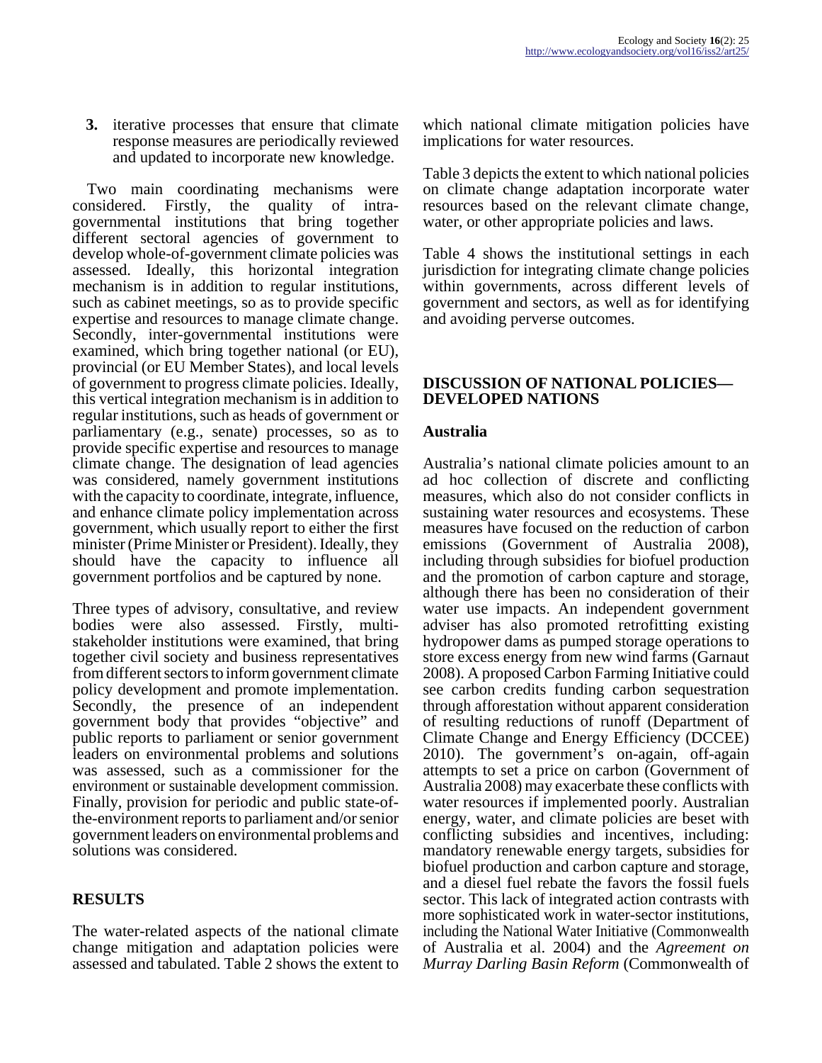3. iterative processes that ensure that climate response measures are periodically reviewed and updated to incorporate new knowledge.

Two main coordinating mechanisms were considered. Firstly, the quality of intra-governmental institutions that bring together different sectoral agencies of government to develop whole-of-government climate policies was assessed. Ideally, this horizontal integration mechanism is in addition to regular institutions, such as cabinet meetings, so as to provide specific expertise and resources to manage climate change. Secondly, inter-governmental institutions were examined, which bring together national (or EU), provincial (or EU Member States), and local levels of government to progress climate policies. Ideally, this vertical integration mechanism is in addition to regular institutions, such as heads of government or parliamentary (e.g., senate) processes, so as to provide specific expertise and resources to manage climate change. The designation of lead agencies was considered, namely government institutions with the capacity to coordinate, integrate, influence, and enhance climate policy implementation across government, which usually report to either the first minister (Prime Minister or President). Ideally, they should have the capacity to influence all government portfolios and be captured by none.

Three types of advisory, consultative, and review bodies were also assessed. Firstly, multi-stakeholder institutions were examined, that bring together civil society and business representatives from different sectors to inform government climate policy development and promote implementation. Secondly, the presence of an independent government body that provides "objective" and public reports to parliament or senior government leaders on environmental problems and solutions was assessed, such as a commissioner for the environment or sustainable development commission. Finally, provision for periodic and public state-of-the-environment reports to parliament and/or senior government leaders on environmental problems and solutions was considered.

## RESULTS

The water-related aspects of the national climate change mitigation and adaptation policies were assessed and tabulated. Table 2 shows the extent to which national climate mitigation policies have implications for water resources.

Table 3 depicts the extent to which national policies on climate change adaptation incorporate water resources based on the relevant climate change, water, or other appropriate policies and laws.

Table 4 shows the institutional settings in each jurisdiction for integrating climate change policies within governments, across different levels of government and sectors, as well as for identifying and avoiding perverse outcomes.

## DISCUSSION OF NATIONAL POLICIES—DEVELOPED NATIONS

### Australia

Australia's national climate policies amount to an ad hoc collection of discrete and conflicting measures, which also do not consider conflicts in sustaining water resources and ecosystems. These measures have focused on the reduction of carbon emissions (Government of Australia 2008), including through subsidies for biofuel production and the promotion of carbon capture and storage, although there has been no consideration of their water use impacts. An independent government adviser has also promoted retrofitting existing hydropower dams as pumped storage operations to store excess energy from new wind farms (Garnaut 2008). A proposed Carbon Farming Initiative could see carbon credits funding carbon sequestration through afforestation without apparent consideration of resulting reductions of runoff (Department of Climate Change and Energy Efficiency (DCCEE) 2010). The government's on-again, off-again attempts to set a price on carbon (Government of Australia 2008) may exacerbate these conflicts with water resources if implemented poorly. Australian energy, water, and climate policies are beset with conflicting subsidies and incentives, including: mandatory renewable energy targets, subsidies for biofuel production and carbon capture and storage, and a diesel fuel rebate the favors the fossil fuels sector. This lack of integrated action contrasts with more sophisticated work in water-sector institutions, including the National Water Initiative (Commonwealth of Australia et al. 2004) and the *Agreement on Murray Darling Basin Reform* (Commonwealth of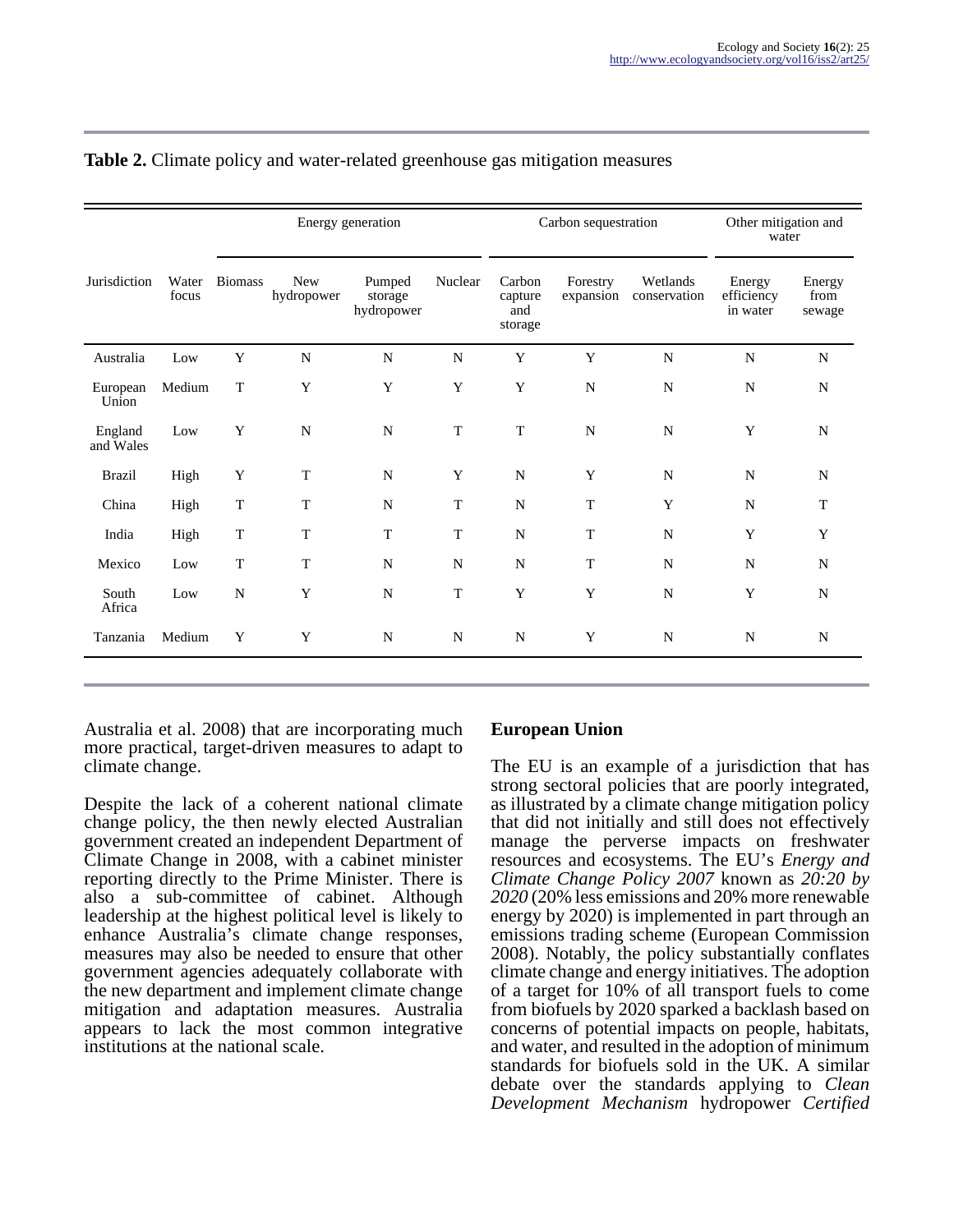**Table 2.** Climate policy and water-related greenhouse gas mitigation measures

| | | Energy generation | | | | Carbon sequestration | | | Other mitigation and water | |
|---|---|---|---|---|---|---|---|---|---|---|
| Jurisdiction | Water focus | Biomass | New hydropower | Pumped storage hydropower | Nuclear | Carbon capture and storage | Forestry expansion | Wetlands conservation | Energy efficiency in water | Energy from sewage |
| Australia | Low | Y | N | N | N | Y | Y | N | N | N |
| European Union | Medium | T | Y | Y | Y | Y | N | N | N | N |
| England and Wales | Low | Y | N | N | T | T | N | N | Y | N |
| Brazil | High | Y | T | N | Y | N | Y | N | N | N |
| China | High | T | T | N | T | N | T | Y | N | T |
| India | High | T | T | T | T | N | T | N | Y | Y |
| Mexico | Low | T | T | N | N | N | T | N | N | N |
| South Africa | Low | N | Y | N | T | Y | Y | N | Y | N |
| Tanzania | Medium | Y | Y | N | N | N | Y | N | N | N |

Australia et al. 2008) that are incorporating much more practical, target-driven measures to adapt to climate change.

Despite the lack of a coherent national climate change policy, the then newly elected Australian government created an independent Department of Climate Change in 2008, with a cabinet minister reporting directly to the Prime Minister. There is also a sub-committee of cabinet. Although leadership at the highest political level is likely to enhance Australia's climate change responses, measures may also be needed to ensure that other government agencies adequately collaborate with the new department and implement climate change mitigation and adaptation measures. Australia appears to lack the most common integrative institutions at the national scale.

### European Union

The EU is an example of a jurisdiction that has strong sectoral policies that are poorly integrated, as illustrated by a climate change mitigation policy that did not initially and still does not effectively manage the perverse impacts on freshwater resources and ecosystems. The EU's *Energy and Climate Change Policy 2007* known as *20:20 by 2020* (20% less emissions and 20% more renewable energy by 2020) is implemented in part through an emissions trading scheme (European Commission 2008). Notably, the policy substantially conflates climate change and energy initiatives. The adoption of a target for 10% of all transport fuels to come from biofuels by 2020 sparked a backlash based on concerns of potential impacts on people, habitats, and water, and resulted in the adoption of minimum standards for biofuels sold in the UK. A similar debate over the standards applying to *Clean Development Mechanism* hydropower *Certified*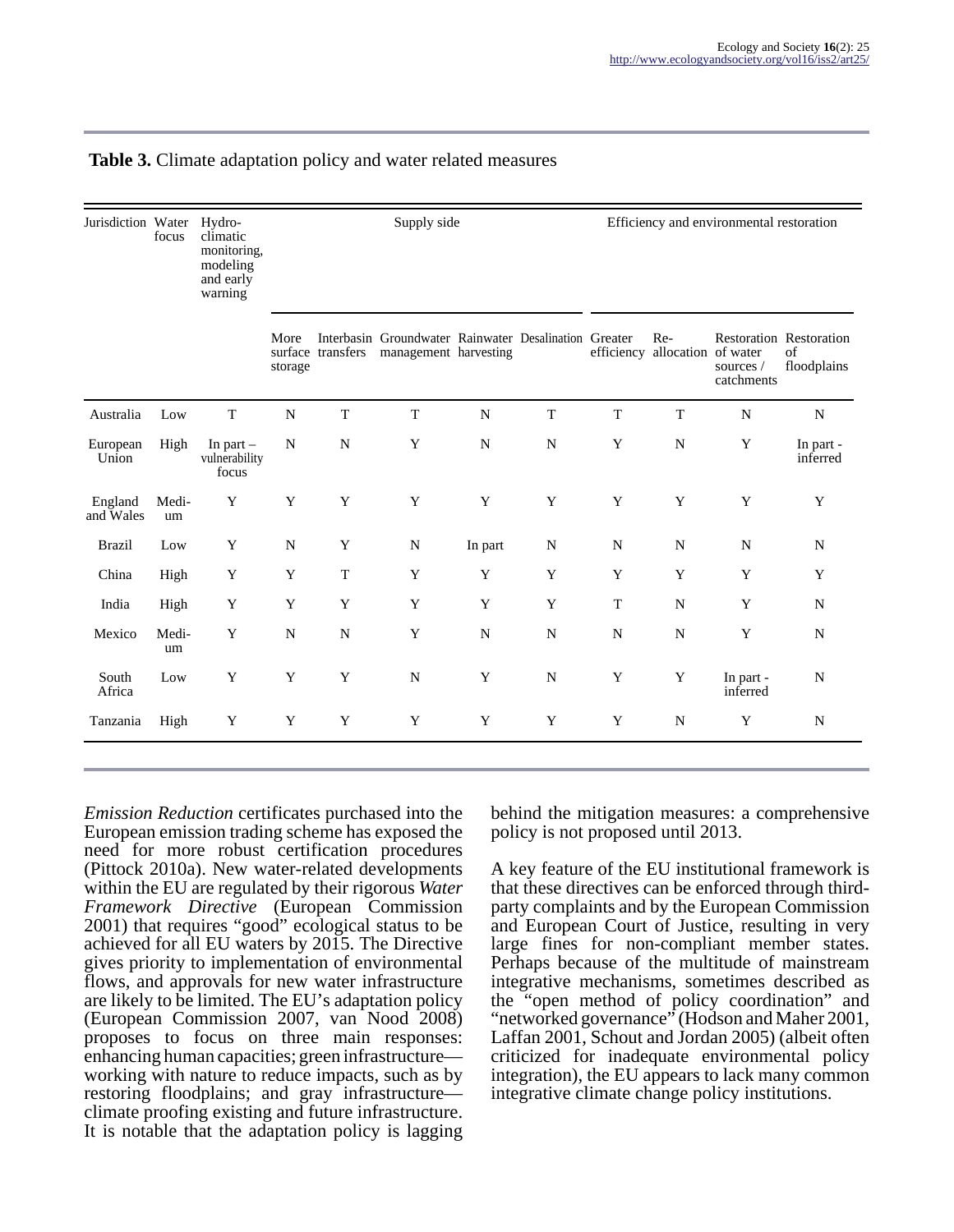**Table 3.** Climate adaptation policy and water related measures

| Jurisdiction | Water focus | Hydro-climatic monitoring, modeling and early warning | Supply side | | | | | Efficiency and environmental restoration | | | |
|---|---|---|---|---|---|---|---|---|---|---|---|
| | | | More surface storage | Interbasin transfers | Groundwater management | Rainwater harvesting | Desalination | Greater efficiency | Re-allocation | Restoration of water sources / catchments | Restoration of floodplains |
| Australia | Low | T | N | T | T | N | T | T | T | N | N |
| European Union | High | In part – vulnerability focus | N | N | Y | N | N | Y | N | Y | In part - inferred |
| England and Wales | Medium | Y | Y | Y | Y | Y | Y | Y | Y | Y | Y |
| Brazil | Low | Y | N | Y | N | In part | N | N | N | N | N |
| China | High | Y | Y | T | Y | Y | Y | Y | Y | Y | Y |
| India | High | Y | Y | Y | Y | Y | Y | T | N | Y | N |
| Mexico | Medium | Y | N | N | Y | N | N | N | N | Y | N |
| South Africa | Low | Y | Y | Y | N | Y | N | Y | Y | In part - inferred | N |
| Tanzania | High | Y | Y | Y | Y | Y | Y | Y | N | Y | N |

*Emission Reduction* certificates purchased into the European emission trading scheme has exposed the need for more robust certification procedures (Pittock 2010a). New water-related developments within the EU are regulated by their rigorous *Water Framework Directive* (European Commission 2001) that requires "good" ecological status to be achieved for all EU waters by 2015. The Directive gives priority to implementation of environmental flows, and approvals for new water infrastructure are likely to be limited. The EU's adaptation policy (European Commission 2007, van Nood 2008) proposes to focus on three main responses: enhancing human capacities; green infrastructure—working with nature to reduce impacts, such as by restoring floodplains; and gray infrastructure—climate proofing existing and future infrastructure. It is notable that the adaptation policy is lagging behind the mitigation measures: a comprehensive policy is not proposed until 2013.

A key feature of the EU institutional framework is that these directives can be enforced through third-party complaints and by the European Commission and European Court of Justice, resulting in very large fines for non-compliant member states. Perhaps because of the multitude of mainstream integrative mechanisms, sometimes described as the "open method of policy coordination" and "networked governance" (Hodson and Maher 2001, Laffan 2001, Schout and Jordan 2005) (albeit often criticized for inadequate environmental policy integration), the EU appears to lack many common integrative climate change policy institutions.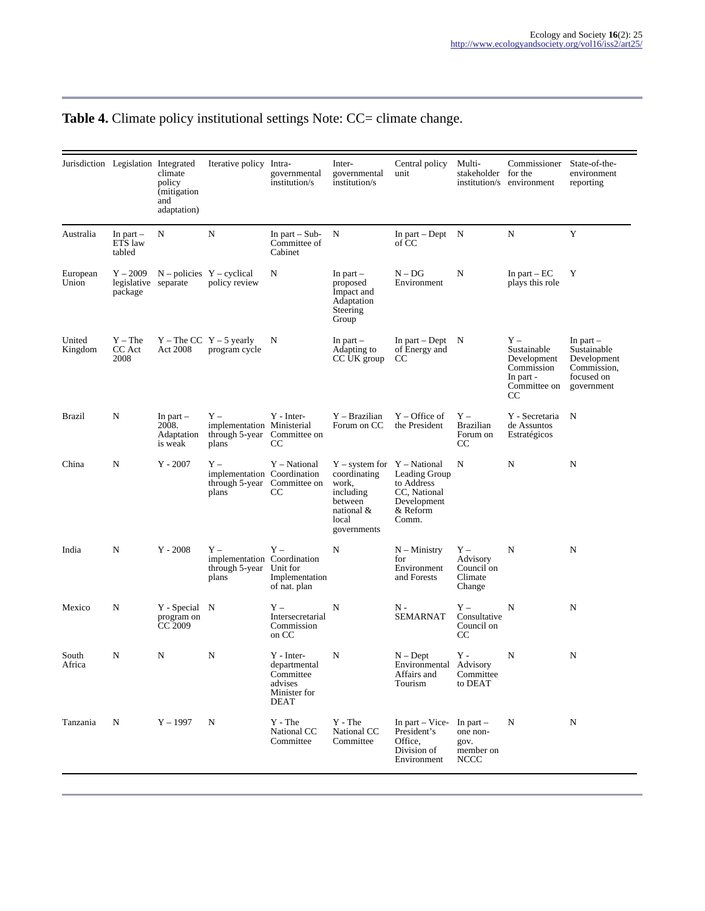**Table 4.** Climate policy institutional settings Note: CC= climate change.

| Jurisdiction | Legislation | Integrated climate policy (mitigation and adaptation) | Iterative policy | Intra-governmental institution/s | Inter-governmental institution/s | Central policy unit | Multi-stakeholder institution/s | Commissioner for the environment | State-of-the-environment reporting |
|---|---|---|---|---|---|---|---|---|---|
| Australia | In part – ETS law tabled | N | N | In part – Sub-Committee of Cabinet | N | In part – Dept of CC | N | N | Y |
| European Union | Y – 2009 legislative package | N – policies separate | Y – cyclical policy review | N | In part – proposed Impact and Adaptation Steering Group | N – DG Environment | N | In part – EC plays this role | Y |
| United Kingdom | Y – The CC Act 2008 | Y – The CC Act 2008 | Y – 5 yearly program cycle | N | In part – Adapting to CC UK group | In part – Dept of Energy and CC | N | Y – Sustainable Development Commission In part - Committee on CC | In part – Sustainable Development Commission, focused on government |
| Brazil | N | In part – 2008. Adaptation is weak | Y – implementation through 5-year plans | Y - Inter-Ministerial Committee on CC | Y – Brazilian Forum on CC | Y – Office of the President | Y – Brazilian Forum on CC | Y - Secretaria de Assuntos Estratégicos | N |
| China | N | Y - 2007 | Y – implementation through 5-year plans | Y – National Coordination Committee on CC | Y – system for coordinating work, including between national & local governments | Y – National Leading Group to Address CC, National Development & Reform Comm. | N | N | N |
| India | N | Y - 2008 | Y – implementation through 5-year plans | Y – Coordination Unit for Implementation of nat. plan | N | N – Ministry for Environment and Forests | Y – Advisory Council on Climate Change | N | N |
| Mexico | N | Y - Special program on CC 2009 | N | Y – Intersecretarial Commission on CC | N | N - SEMARNAT | Y – Consultative Council on CC | N | N |
| South Africa | N | N | N | Y - Inter-departmental Committee advises Minister for DEAT | N | N – Dept Environmental Affairs and Tourism | Y - Advisory Committee to DEAT | N | N |
| Tanzania | N | Y – 1997 | N | Y - The National CC Committee | Y - The National CC Committee | In part – Vice-President's Office, Division of Environment | In part – one non-gov. member on NCCC | N | N |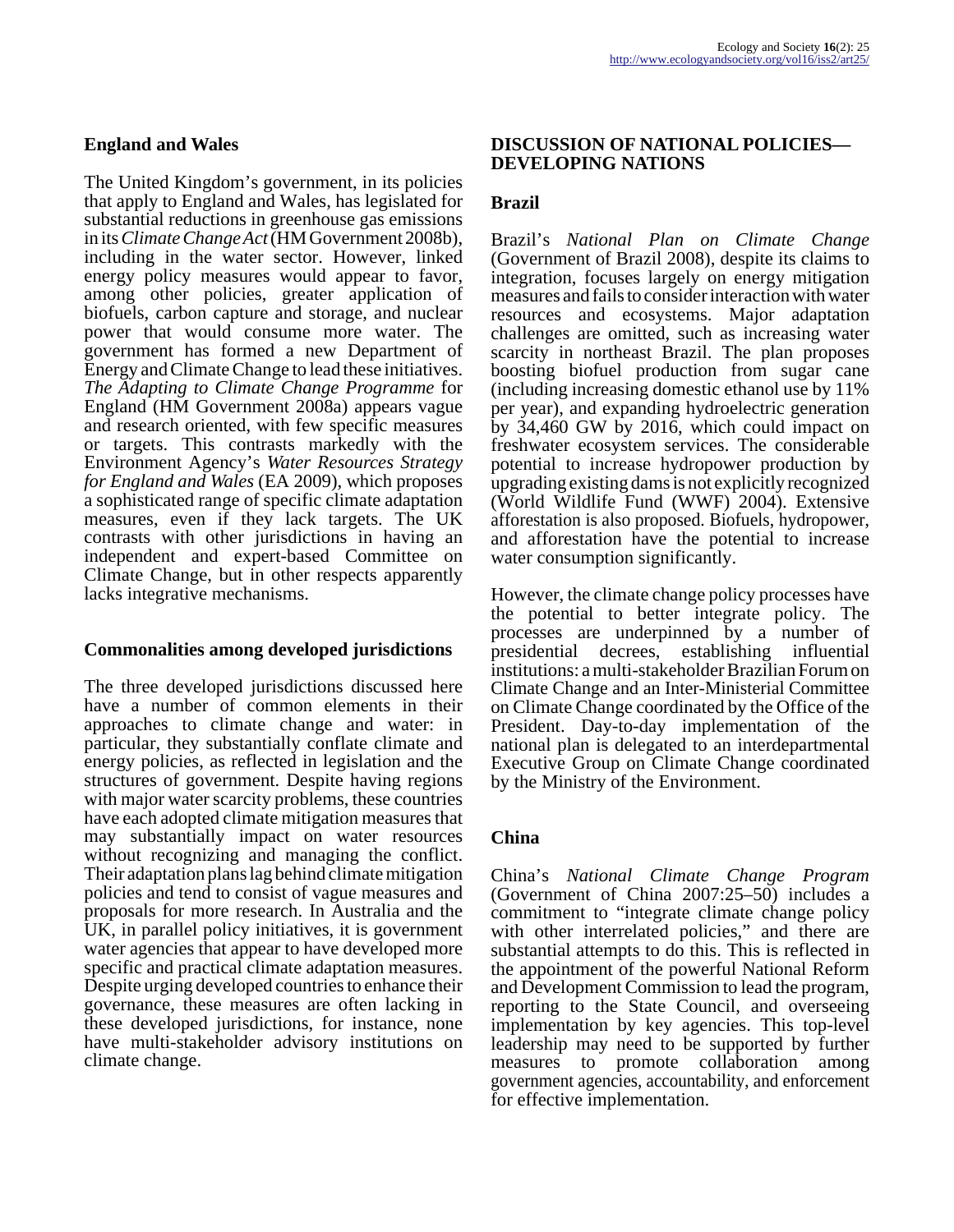### England and Wales

The United Kingdom's government, in its policies that apply to England and Wales, has legislated for substantial reductions in greenhouse gas emissions in its *Climate Change Act* (HM Government 2008b), including in the water sector. However, linked energy policy measures would appear to favor, among other policies, greater application of biofuels, carbon capture and storage, and nuclear power that would consume more water. The government has formed a new Department of Energy and Climate Change to lead these initiatives. *The Adapting to Climate Change Programme* for England (HM Government 2008a) appears vague and research oriented, with few specific measures or targets. This contrasts markedly with the Environment Agency's *Water Resources Strategy for England and Wales* (EA 2009), which proposes a sophisticated range of specific climate adaptation measures, even if they lack targets. The UK contrasts with other jurisdictions in having an independent and expert-based Committee on Climate Change, but in other respects apparently lacks integrative mechanisms.

### Commonalities among developed jurisdictions

The three developed jurisdictions discussed here have a number of common elements in their approaches to climate change and water: in particular, they substantially conflate climate and energy policies, as reflected in legislation and the structures of government. Despite having regions with major water scarcity problems, these countries have each adopted climate mitigation measures that may substantially impact on water resources without recognizing and managing the conflict. Their adaptation plans lag behind climate mitigation policies and tend to consist of vague measures and proposals for more research. In Australia and the UK, in parallel policy initiatives, it is government water agencies that appear to have developed more specific and practical climate adaptation measures. Despite urging developed countries to enhance their governance, these measures are often lacking in these developed jurisdictions, for instance, none have multi-stakeholder advisory institutions on climate change.

## DISCUSSION OF NATIONAL POLICIES—DEVELOPING NATIONS

### Brazil

Brazil's *National Plan on Climate Change* (Government of Brazil 2008), despite its claims to integration, focuses largely on energy mitigation measures and fails to consider interaction with water resources and ecosystems. Major adaptation challenges are omitted, such as increasing water scarcity in northeast Brazil. The plan proposes boosting biofuel production from sugar cane (including increasing domestic ethanol use by 11% per year), and expanding hydroelectric generation by 34,460 GW by 2016, which could impact on freshwater ecosystem services. The considerable potential to increase hydropower production by upgrading existing dams is not explicitly recognized (World Wildlife Fund (WWF) 2004). Extensive afforestation is also proposed. Biofuels, hydropower, and afforestation have the potential to increase water consumption significantly.

However, the climate change policy processes have the potential to better integrate policy. The processes are underpinned by a number of presidential decrees, establishing influential institutions: a multi-stakeholder Brazilian Forum on Climate Change and an Inter-Ministerial Committee on Climate Change coordinated by the Office of the President. Day-to-day implementation of the national plan is delegated to an interdepartmental Executive Group on Climate Change coordinated by the Ministry of the Environment.

### China

China's *National Climate Change Program* (Government of China 2007:25–50) includes a commitment to "integrate climate change policy with other interrelated policies," and there are substantial attempts to do this. This is reflected in the appointment of the powerful National Reform and Development Commission to lead the program, reporting to the State Council, and overseeing implementation by key agencies. This top-level leadership may need to be supported by further measures to promote collaboration among government agencies, accountability, and enforcement for effective implementation.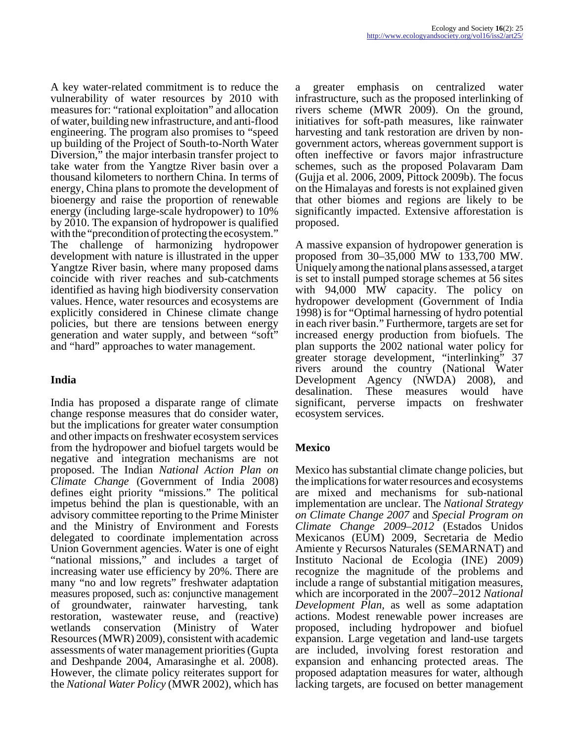A key water-related commitment is to reduce the vulnerability of water resources by 2010 with measures for: "rational exploitation" and allocation of water, building new infrastructure, and anti-flood engineering. The program also promises to "speed up building of the Project of South-to-North Water Diversion," the major interbasin transfer project to take water from the Yangtze River basin over a thousand kilometers to northern China. In terms of energy, China plans to promote the development of bioenergy and raise the proportion of renewable energy (including large-scale hydropower) to 10% by 2010. The expansion of hydropower is qualified with the "precondition of protecting the ecosystem." The challenge of harmonizing hydropower development with nature is illustrated in the upper Yangtze River basin, where many proposed dams coincide with river reaches and sub-catchments identified as having high biodiversity conservation values. Hence, water resources and ecosystems are explicitly considered in Chinese climate change policies, but there are tensions between energy generation and water supply, and between "soft" and "hard" approaches to water management.

## India

India has proposed a disparate range of climate change response measures that do consider water, but the implications for greater water consumption and other impacts on freshwater ecosystem services from the hydropower and biofuel targets would be negative and integration mechanisms are not proposed. The Indian *National Action Plan on Climate Change* (Government of India 2008) defines eight priority "missions." The political impetus behind the plan is questionable, with an advisory committee reporting to the Prime Minister and the Ministry of Environment and Forests delegated to coordinate implementation across Union Government agencies. Water is one of eight "national missions," and includes a target of increasing water use efficiency by 20%. There are many "no and low regrets" freshwater adaptation measures proposed, such as: conjunctive management of groundwater, rainwater harvesting, tank restoration, wastewater reuse, and (reactive) wetlands conservation (Ministry of Water Resources (MWR) 2009), consistent with academic assessments of water management priorities (Gupta and Deshpande 2004, Amarasinghe et al. 2008). However, the climate policy reiterates support for the *National Water Policy* (MWR 2002), which has a greater emphasis on centralized water infrastructure, such as the proposed interlinking of rivers scheme (MWR 2009). On the ground, initiatives for soft-path measures, like rainwater harvesting and tank restoration are driven by non-government actors, whereas government support is often ineffective or favors major infrastructure schemes, such as the proposed Polavaram Dam (Gujja et al. 2006, 2009, Pittock 2009b). The focus on the Himalayas and forests is not explained given that other biomes and regions are likely to be significantly impacted. Extensive afforestation is proposed.

A massive expansion of hydropower generation is proposed from 30–35,000 MW to 133,700 MW. Uniquely among the national plans assessed, a target is set to install pumped storage schemes at 56 sites with 94,000 MW capacity. The policy on hydropower development (Government of India 1998) is for "Optimal harnessing of hydro potential in each river basin." Furthermore, targets are set for increased energy production from biofuels. The plan supports the 2002 national water policy for greater storage development, "interlinking" 37 rivers around the country (National Water Development Agency (NWDA) 2008), and desalination. These measures would have significant, perverse impacts on freshwater ecosystem services.

## Mexico

Mexico has substantial climate change policies, but the implications for water resources and ecosystems are mixed and mechanisms for sub-national implementation are unclear. The *National Strategy on Climate Change 2007* and *Special Program on Climate Change 2009–2012* (Estados Unidos Mexicanos (EUM) 2009, Secretaria de Medio Amiente y Recursos Naturales (SEMARNAT) and Instituto Nacional de Ecologia (INE) 2009) recognize the magnitude of the problems and include a range of substantial mitigation measures, which are incorporated in the 2007–2012 *National Development Plan*, as well as some adaptation actions. Modest renewable power increases are proposed, including hydropower and biofuel expansion. Large vegetation and land-use targets are included, involving forest restoration and expansion and enhancing protected areas. The proposed adaptation measures for water, although lacking targets, are focused on better management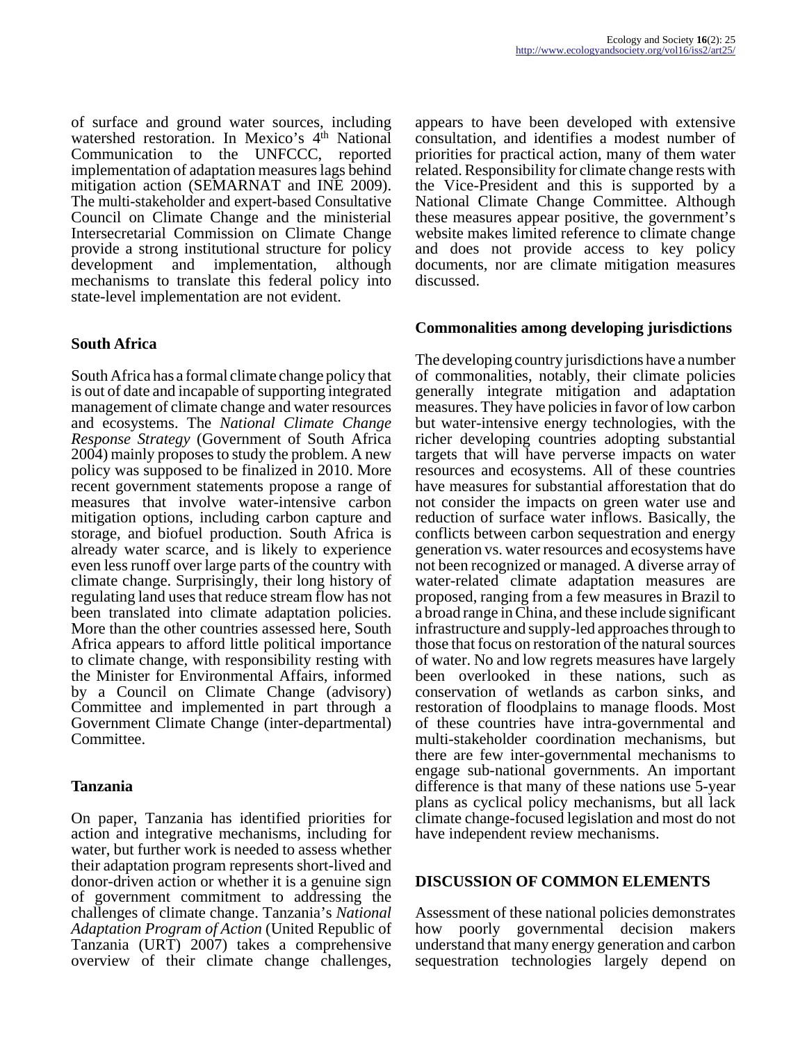of surface and ground water sources, including watershed restoration. In Mexico's 4th National Communication to the UNFCCC, reported implementation of adaptation measures lags behind mitigation action (SEMARNAT and INE 2009). The multi-stakeholder and expert-based Consultative Council on Climate Change and the ministerial Intersecretarial Commission on Climate Change provide a strong institutional structure for policy development and implementation, although mechanisms to translate this federal policy into state-level implementation are not evident.

### South Africa

South Africa has a formal climate change policy that is out of date and incapable of supporting integrated management of climate change and water resources and ecosystems. The *National Climate Change Response Strategy* (Government of South Africa 2004) mainly proposes to study the problem. A new policy was supposed to be finalized in 2010. More recent government statements propose a range of measures that involve water-intensive carbon mitigation options, including carbon capture and storage, and biofuel production. South Africa is already water scarce, and is likely to experience even less runoff over large parts of the country with climate change. Surprisingly, their long history of regulating land uses that reduce stream flow has not been translated into climate adaptation policies. More than the other countries assessed here, South Africa appears to afford little political importance to climate change, with responsibility resting with the Minister for Environmental Affairs, informed by a Council on Climate Change (advisory) Committee and implemented in part through a Government Climate Change (inter-departmental) Committee.

### Tanzania

On paper, Tanzania has identified priorities for action and integrative mechanisms, including for water, but further work is needed to assess whether their adaptation program represents short-lived and donor-driven action or whether it is a genuine sign of government commitment to addressing the challenges of climate change. Tanzania's *National Adaptation Program of Action* (United Republic of Tanzania (URT) 2007) takes a comprehensive overview of their climate change challenges, appears to have been developed with extensive consultation, and identifies a modest number of priorities for practical action, many of them water related. Responsibility for climate change rests with the Vice-President and this is supported by a National Climate Change Committee. Although these measures appear positive, the government's website makes limited reference to climate change and does not provide access to key policy documents, nor are climate mitigation measures discussed.

### Commonalities among developing jurisdictions

The developing country jurisdictions have a number of commonalities, notably, their climate policies generally integrate mitigation and adaptation measures. They have policies in favor of low carbon but water-intensive energy technologies, with the richer developing countries adopting substantial targets that will have perverse impacts on water resources and ecosystems. All of these countries have measures for substantial afforestation that do not consider the impacts on green water use and reduction of surface water inflows. Basically, the conflicts between carbon sequestration and energy generation vs. water resources and ecosystems have not been recognized or managed. A diverse array of water-related climate adaptation measures are proposed, ranging from a few measures in Brazil to a broad range in China, and these include significant infrastructure and supply-led approaches through to those that focus on restoration of the natural sources of water. No and low regrets measures have largely been overlooked in these nations, such as conservation of wetlands as carbon sinks, and restoration of floodplains to manage floods. Most of these countries have intra-governmental and multi-stakeholder coordination mechanisms, but there are few inter-governmental mechanisms to engage sub-national governments. An important difference is that many of these nations use 5-year plans as cyclical policy mechanisms, but all lack climate change-focused legislation and most do not have independent review mechanisms.

## DISCUSSION OF COMMON ELEMENTS

Assessment of these national policies demonstrates how poorly governmental decision makers understand that many energy generation and carbon sequestration technologies largely depend on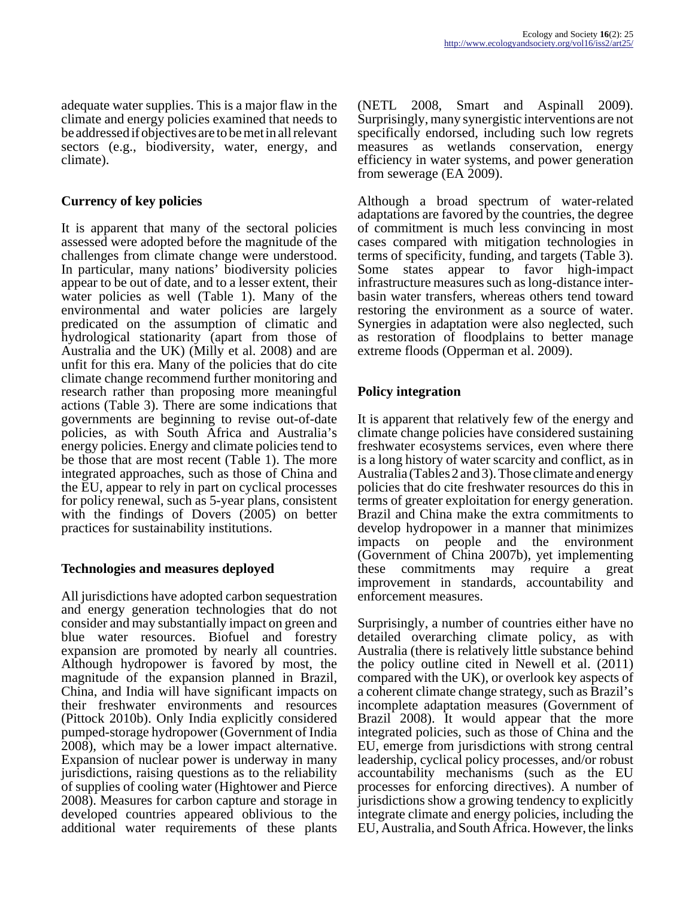adequate water supplies. This is a major flaw in the climate and energy policies examined that needs to be addressed if objectives are to be met in all relevant sectors (e.g., biodiversity, water, energy, and climate).

### Currency of key policies

It is apparent that many of the sectoral policies assessed were adopted before the magnitude of the challenges from climate change were understood. In particular, many nations' biodiversity policies appear to be out of date, and to a lesser extent, their water policies as well (Table 1). Many of the environmental and water policies are largely predicated on the assumption of climatic and hydrological stationarity (apart from those of Australia and the UK) (Milly et al. 2008) and are unfit for this era. Many of the policies that do cite climate change recommend further monitoring and research rather than proposing more meaningful actions (Table 3). There are some indications that governments are beginning to revise out-of-date policies, as with South Africa and Australia's energy policies. Energy and climate policies tend to be those that are most recent (Table 1). The more integrated approaches, such as those of China and the EU, appear to rely in part on cyclical processes for policy renewal, such as 5-year plans, consistent with the findings of Dovers (2005) on better practices for sustainability institutions.

### Technologies and measures deployed

All jurisdictions have adopted carbon sequestration and energy generation technologies that do not consider and may substantially impact on green and blue water resources. Biofuel and forestry expansion are promoted by nearly all countries. Although hydropower is favored by most, the magnitude of the expansion planned in Brazil, China, and India will have significant impacts on their freshwater environments and resources (Pittock 2010b). Only India explicitly considered pumped-storage hydropower (Government of India 2008), which may be a lower impact alternative. Expansion of nuclear power is underway in many jurisdictions, raising questions as to the reliability of supplies of cooling water (Hightower and Pierce 2008). Measures for carbon capture and storage in developed countries appeared oblivious to the additional water requirements of these plants (NETL 2008, Smart and Aspinall 2009). Surprisingly, many synergistic interventions are not specifically endorsed, including such low regrets measures as wetlands conservation, energy efficiency in water systems, and power generation from sewerage (EA 2009).

Although a broad spectrum of water-related adaptations are favored by the countries, the degree of commitment is much less convincing in most cases compared with mitigation technologies in terms of specificity, funding, and targets (Table 3). Some states appear to favor high-impact infrastructure measures such as long-distance inter-basin water transfers, whereas others tend toward restoring the environment as a source of water. Synergies in adaptation were also neglected, such as restoration of floodplains to better manage extreme floods (Opperman et al. 2009).

### Policy integration

It is apparent that relatively few of the energy and climate change policies have considered sustaining freshwater ecosystems services, even where there is a long history of water scarcity and conflict, as in Australia (Tables 2 and 3). Those climate and energy policies that do cite freshwater resources do this in terms of greater exploitation for energy generation. Brazil and China make the extra commitments to develop hydropower in a manner that minimizes impacts on people and the environment (Government of China 2007b), yet implementing these commitments may require a great improvement in standards, accountability and enforcement measures.

Surprisingly, a number of countries either have no detailed overarching climate policy, as with Australia (there is relatively little substance behind the policy outline cited in Newell et al. (2011) compared with the UK), or overlook key aspects of a coherent climate change strategy, such as Brazil's incomplete adaptation measures (Government of Brazil 2008). It would appear that the more integrated policies, such as those of China and the EU, emerge from jurisdictions with strong central leadership, cyclical policy processes, and/or robust accountability mechanisms (such as the EU processes for enforcing directives). A number of jurisdictions show a growing tendency to explicitly integrate climate and energy policies, including the EU, Australia, and South Africa. However, the links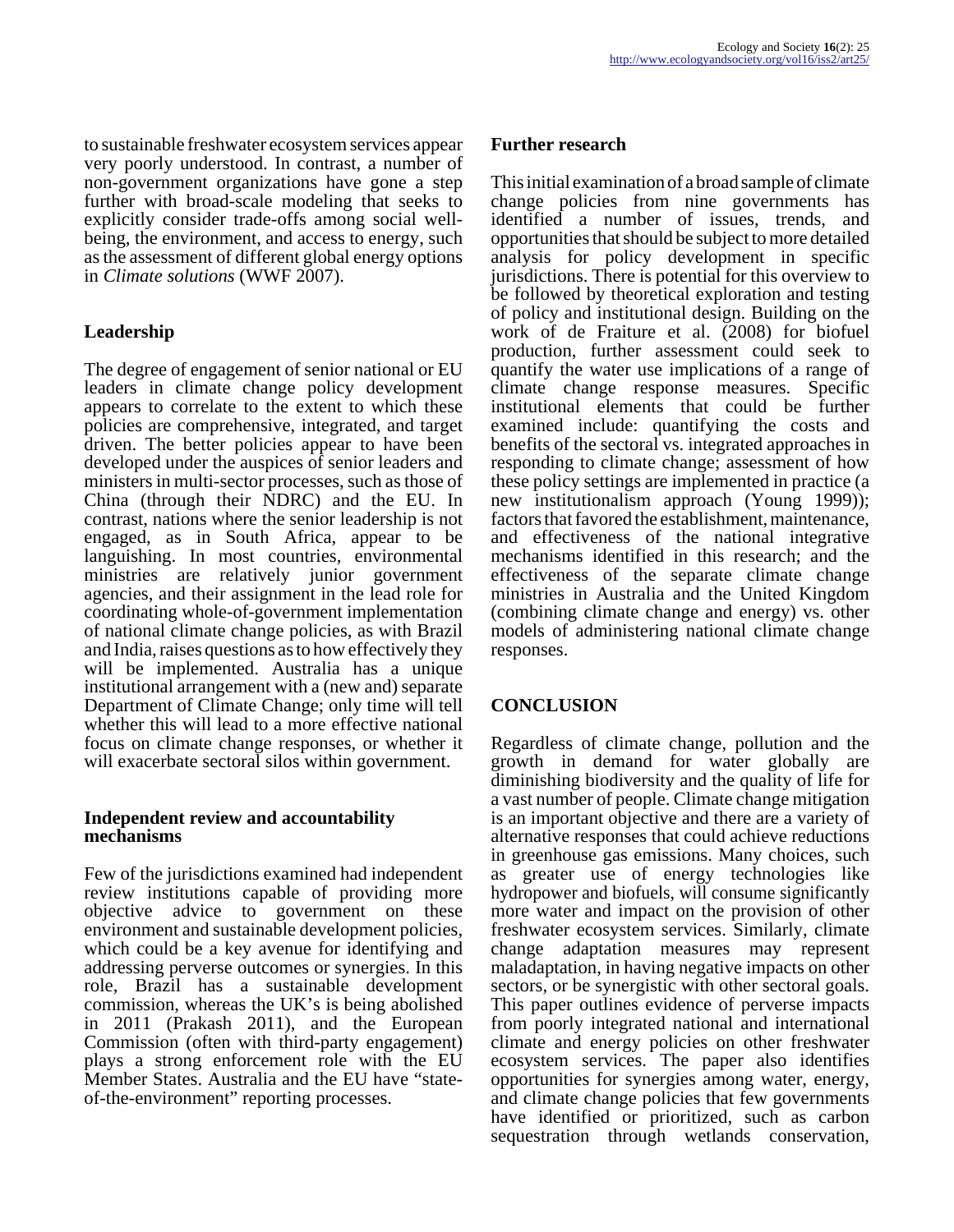to sustainable freshwater ecosystem services appear very poorly understood. In contrast, a number of non-government organizations have gone a step further with broad-scale modeling that seeks to explicitly consider trade-offs among social well-being, the environment, and access to energy, such as the assessment of different global energy options in *Climate solutions* (WWF 2007).

### Leadership

The degree of engagement of senior national or EU leaders in climate change policy development appears to correlate to the extent to which these policies are comprehensive, integrated, and target driven. The better policies appear to have been developed under the auspices of senior leaders and ministers in multi-sector processes, such as those of China (through their NDRC) and the EU. In contrast, nations where the senior leadership is not engaged, as in South Africa, appear to be languishing. In most countries, environmental ministries are relatively junior government agencies, and their assignment in the lead role for coordinating whole-of-government implementation of national climate change policies, as with Brazil and India, raises questions as to how effectively they will be implemented. Australia has a unique institutional arrangement with a (new and) separate Department of Climate Change; only time will tell whether this will lead to a more effective national focus on climate change responses, or whether it will exacerbate sectoral silos within government.

### Independent review and accountability mechanisms

Few of the jurisdictions examined had independent review institutions capable of providing more objective advice to government on these environment and sustainable development policies, which could be a key avenue for identifying and addressing perverse outcomes or synergies. In this role, Brazil has a sustainable development commission, whereas the UK's is being abolished in 2011 (Prakash 2011), and the European Commission (often with third-party engagement) plays a strong enforcement role with the EU Member States. Australia and the EU have "state-of-the-environment" reporting processes.

### Further research

This initial examination of a broad sample of climate change policies from nine governments has identified a number of issues, trends, and opportunities that should be subject to more detailed analysis for policy development in specific jurisdictions. There is potential for this overview to be followed by theoretical exploration and testing of policy and institutional design. Building on the work of de Fraiture et al. (2008) for biofuel production, further assessment could seek to quantify the water use implications of a range of climate change response measures. Specific institutional elements that could be further examined include: quantifying the costs and benefits of the sectoral vs. integrated approaches in responding to climate change; assessment of how these policy settings are implemented in practice (a new institutionalism approach (Young 1999)); factors that favored the establishment, maintenance, and effectiveness of the national integrative mechanisms identified in this research; and the effectiveness of the separate climate change ministries in Australia and the United Kingdom (combining climate change and energy) vs. other models of administering national climate change responses.

## CONCLUSION

Regardless of climate change, pollution and the growth in demand for water globally are diminishing biodiversity and the quality of life for a vast number of people. Climate change mitigation is an important objective and there are a variety of alternative responses that could achieve reductions in greenhouse gas emissions. Many choices, such as greater use of energy technologies like hydropower and biofuels, will consume significantly more water and impact on the provision of other freshwater ecosystem services. Similarly, climate change adaptation measures may represent maladaptation, in having negative impacts on other sectors, or be synergistic with other sectoral goals. This paper outlines evidence of perverse impacts from poorly integrated national and international climate and energy policies on other freshwater ecosystem services. The paper also identifies opportunities for synergies among water, energy, and climate change policies that few governments have identified or prioritized, such as carbon sequestration through wetlands conservation,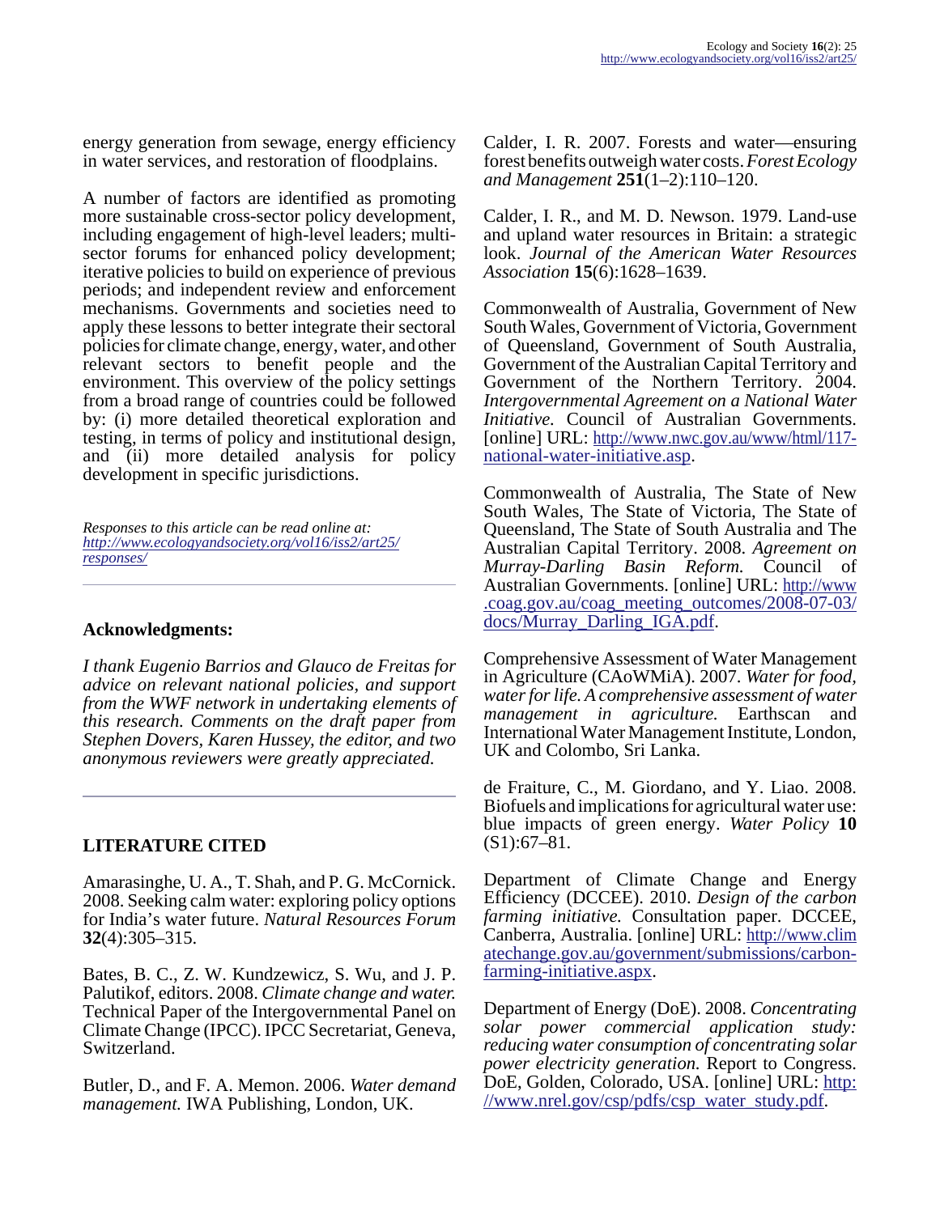energy generation from sewage, energy efficiency in water services, and restoration of floodplains.

A number of factors are identified as promoting more sustainable cross-sector policy development, including engagement of high-level leaders; multi-sector forums for enhanced policy development; iterative policies to build on experience of previous periods; and independent review and enforcement mechanisms. Governments and societies need to apply these lessons to better integrate their sectoral policies for climate change, energy, water, and other relevant sectors to benefit people and the environment. This overview of the policy settings from a broad range of countries could be followed by: (i) more detailed theoretical exploration and testing, in terms of policy and institutional design, and (ii) more detailed analysis for policy development in specific jurisdictions.

*Responses to this article can be read online at:* [*http://www.ecologyandsociety.org/vol16/iss2/art25/responses/*](http://www.ecologyandsociety.org/vol16/iss2/art25/responses/)

## Acknowledgments:

*I thank Eugenio Barrios and Glauco de Freitas for advice on relevant national policies, and support from the WWF network in undertaking elements of this research. Comments on the draft paper from Stephen Dovers, Karen Hussey, the editor, and two anonymous reviewers were greatly appreciated.*

## LITERATURE CITED

Amarasinghe, U. A., T. Shah, and P. G. McCornick. 2008. Seeking calm water: exploring policy options for India's water future. *Natural Resources Forum* **32**(4):305–315.

Bates, B. C., Z. W. Kundzewicz, S. Wu, and J. P. Palutikof, editors. 2008. *Climate change and water.* Technical Paper of the Intergovernmental Panel on Climate Change (IPCC). IPCC Secretariat, Geneva, Switzerland.

Butler, D., and F. A. Memon. 2006. *Water demand management.* IWA Publishing, London, UK.

Calder, I. R. 2007. Forests and water—ensuring forest benefits outweigh water costs. *Forest Ecology and Management* **251**(1–2):110–120.

Calder, I. R., and M. D. Newson. 1979. Land-use and upland water resources in Britain: a strategic look. *Journal of the American Water Resources Association* **15**(6):1628–1639.

Commonwealth of Australia, Government of New South Wales, Government of Victoria, Government of Queensland, Government of South Australia, Government of the Australian Capital Territory and Government of the Northern Territory. 2004. *Intergovernmental Agreement on a National Water Initiative.* Council of Australian Governments. [online] URL: [http://www.nwc.gov.au/www/html/117-national-water-initiative.asp](http://www.nwc.gov.au/www/html/117-national-water-initiative.asp).

Commonwealth of Australia, The State of New South Wales, The State of Victoria, The State of Queensland, The State of South Australia and The Australian Capital Territory. 2008. *Agreement on Murray-Darling Basin Reform.* Council of Australian Governments. [online] URL: [http://www.coag.gov.au/coag_meeting_outcomes/2008-07-03/docs/Murray_Darling_IGA.pdf](http://www.coag.gov.au/coag_meeting_outcomes/2008-07-03/docs/Murray_Darling_IGA.pdf).

Comprehensive Assessment of Water Management in Agriculture (CAoWMiA). 2007. *Water for food, water for life. A comprehensive assessment of water management in agriculture.* Earthscan and International Water Management Institute, London, UK and Colombo, Sri Lanka.

de Fraiture, C., M. Giordano, and Y. Liao. 2008. Biofuels and implications for agricultural water use: blue impacts of green energy. *Water Policy* **10** (S1):67–81.

Department of Climate Change and Energy Efficiency (DCCEE). 2010. *Design of the carbon farming initiative.* Consultation paper. DCCEE, Canberra, Australia. [online] URL: [http://www.climatechange.gov.au/government/submissions/carbon-farming-initiative.aspx](http://www.climatechange.gov.au/government/submissions/carbon-farming-initiative.aspx).

Department of Energy (DoE). 2008. *Concentrating solar power commercial application study: reducing water consumption of concentrating solar power electricity generation.* Report to Congress. DoE, Golden, Colorado, USA. [online] URL: [http://www.nrel.gov/csp/pdfs/csp_water_study.pdf](http://www.nrel.gov/csp/pdfs/csp_water_study.pdf).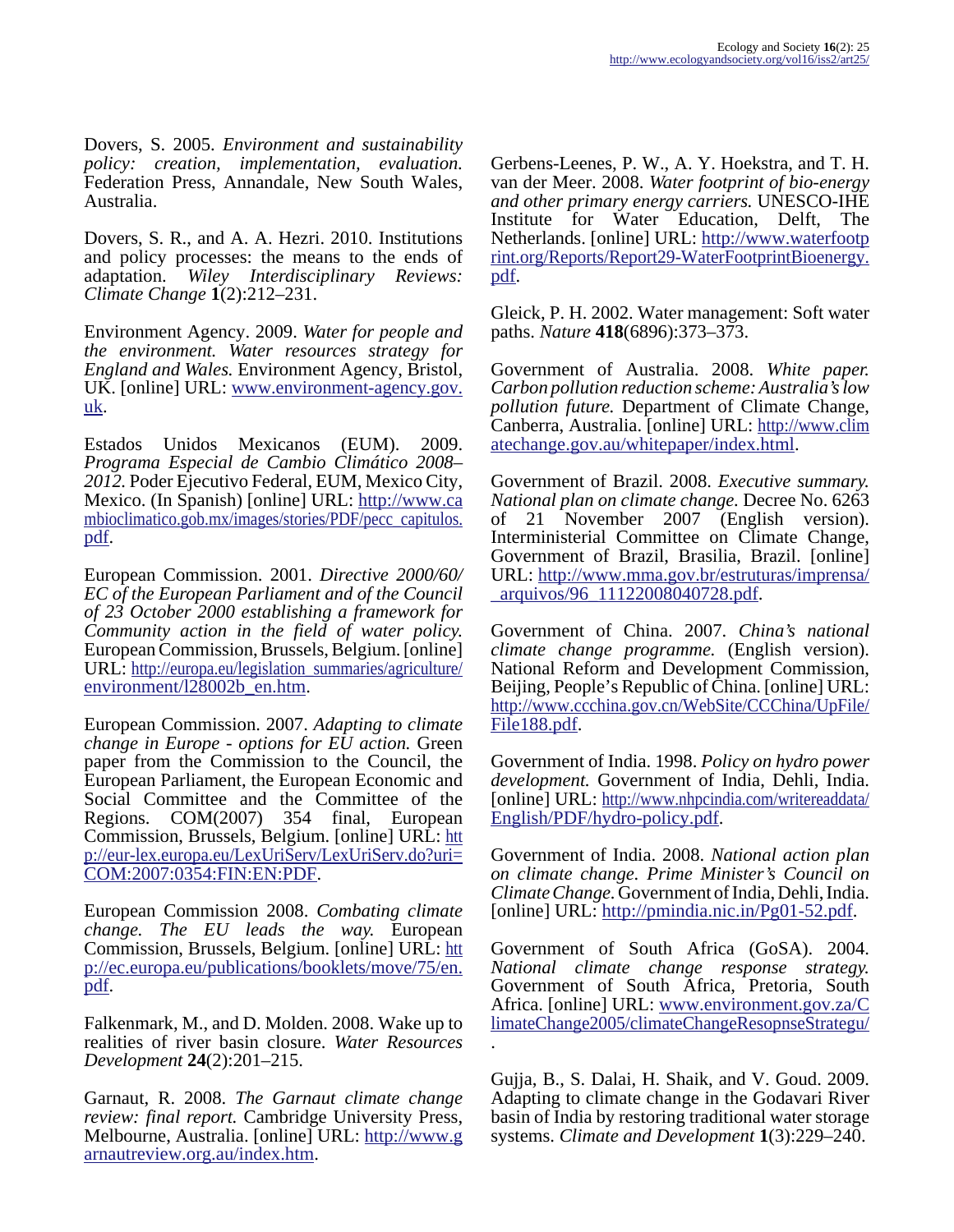Dovers, S. 2005. *Environment and sustainability policy: creation, implementation, evaluation.* Federation Press, Annandale, New South Wales, Australia.

Dovers, S. R., and A. A. Hezri. 2010. Institutions and policy processes: the means to the ends of adaptation. *Wiley Interdisciplinary Reviews: Climate Change* **1**(2):212–231.

Environment Agency. 2009. *Water for people and the environment. Water resources strategy for England and Wales.* Environment Agency, Bristol, UK. [online] URL: www.environment-agency.gov.uk.

Estados Unidos Mexicanos (EUM). 2009. *Programa Especial de Cambio Climático 2008–2012.* Poder Ejecutivo Federal, EUM, Mexico City, Mexico. (In Spanish) [online] URL: http://www.cambioclimatico.gob.mx/images/stories/PDF/pecc_capitulos.pdf.

European Commission. 2001. *Directive 2000/60/EC of the European Parliament and of the Council of 23 October 2000 establishing a framework for Community action in the field of water policy.* European Commission, Brussels, Belgium. [online] URL: http://europa.eu/legislation_summaries/agriculture/environment/l28002b_en.htm.

European Commission. 2007. *Adapting to climate change in Europe - options for EU action.* Green paper from the Commission to the Council, the European Parliament, the European Economic and Social Committee and the Committee of the Regions. COM(2007) 354 final, European Commission, Brussels, Belgium. [online] URL: http://eur-lex.europa.eu/LexUriServ/LexUriServ.do?uri=COM:2007:0354:FIN:EN:PDF.

European Commission 2008. *Combating climate change. The EU leads the way.* European Commission, Brussels, Belgium. [online] URL: http://ec.europa.eu/publications/booklets/move/75/en.pdf.

Falkenmark, M., and D. Molden. 2008. Wake up to realities of river basin closure. *Water Resources Development* **24**(2):201–215.

Garnaut, R. 2008. *The Garnaut climate change review: final report.* Cambridge University Press, Melbourne, Australia. [online] URL: http://www.garnautreview.org.au/index.htm.

Gerbens-Leenes, P. W., A. Y. Hoekstra, and T. H. van der Meer. 2008. *Water footprint of bio-energy and other primary energy carriers.* UNESCO-IHE Institute for Water Education, Delft, The Netherlands. [online] URL: http://www.waterfootprint.org/Reports/Report29-WaterFootprintBioenergy.pdf.

Gleick, P. H. 2002. Water management: Soft water paths. *Nature* **418**(6896):373–373.

Government of Australia. 2008. *White paper. Carbon pollution reduction scheme: Australia's low pollution future.* Department of Climate Change, Canberra, Australia. [online] URL: http://www.climatechange.gov.au/whitepaper/index.html.

Government of Brazil. 2008. *Executive summary. National plan on climate change.* Decree No. 6263 of 21 November 2007 (English version). Interministerial Committee on Climate Change, Government of Brazil, Brasilia, Brazil. [online] URL: http://www.mma.gov.br/estruturas/imprensa/_arquivos/96_11122008040728.pdf.

Government of China. 2007. *China's national climate change programme.* (English version). National Reform and Development Commission, Beijing, People's Republic of China. [online] URL: http://www.ccchina.gov.cn/WebSite/CCChina/UpFile/File188.pdf.

Government of India. 1998. *Policy on hydro power development.* Government of India, Dehli, India. [online] URL: http://www.nhpcindia.com/writereaddata/English/PDF/hydro-policy.pdf.

Government of India. 2008. *National action plan on climate change. Prime Minister's Council on Climate Change.* Government of India, Dehli, India. [online] URL: http://pmindia.nic.in/Pg01-52.pdf.

Government of South Africa (GoSA). 2004. *National climate change response strategy.* Government of South Africa, Pretoria, South Africa. [online] URL: www.environment.gov.za/ClimateChange2005/climateChangeResopnseStrategu/.

Gujja, B., S. Dalai, H. Shaik, and V. Goud. 2009. Adapting to climate change in the Godavari River basin of India by restoring traditional water storage systems. *Climate and Development* **1**(3):229–240.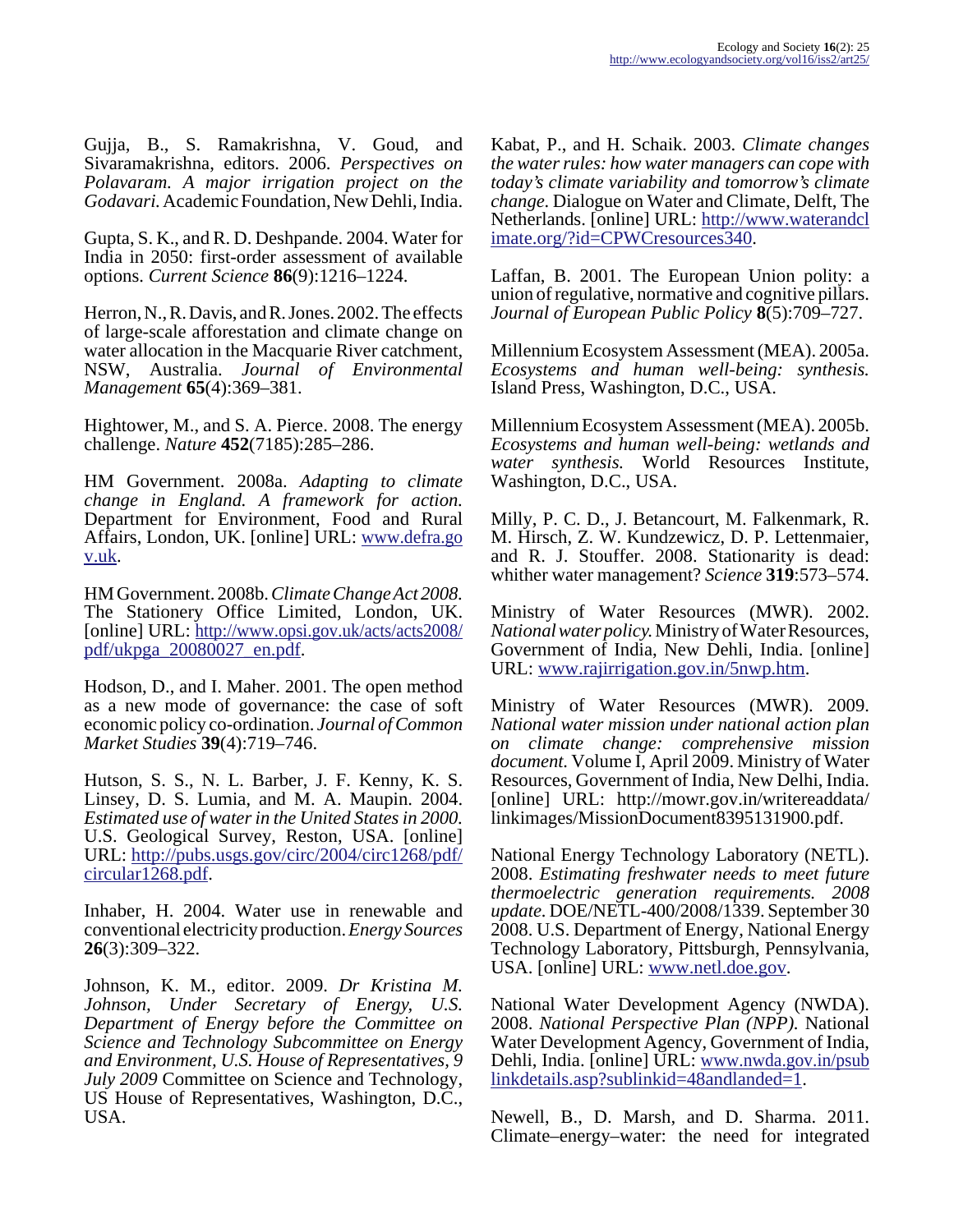Gujja, B., S. Ramakrishna, V. Goud, and Sivaramakrishna, editors. 2006. *Perspectives on Polavaram. A major irrigation project on the Godavari.* Academic Foundation, New Dehli, India.

Gupta, S. K., and R. D. Deshpande. 2004. Water for India in 2050: first-order assessment of available options. *Current Science* **86**(9):1216–1224.

Herron, N., R. Davis, and R. Jones. 2002. The effects of large-scale afforestation and climate change on water allocation in the Macquarie River catchment, NSW, Australia. *Journal of Environmental Management* **65**(4):369–381.

Hightower, M., and S. A. Pierce. 2008. The energy challenge. *Nature* **452**(7185):285–286.

HM Government. 2008a. *Adapting to climate change in England. A framework for action.* Department for Environment, Food and Rural Affairs, London, UK. [online] URL: www.defra.gov.uk.

HM Government. 2008b. *Climate Change Act 2008.* The Stationery Office Limited, London, UK. [online] URL: http://www.opsi.gov.uk/acts/acts2008/pdf/ukpga_20080027_en.pdf.

Hodson, D., and I. Maher. 2001. The open method as a new mode of governance: the case of soft economic policy co-ordination. *Journal of Common Market Studies* **39**(4):719–746.

Hutson, S. S., N. L. Barber, J. F. Kenny, K. S. Linsey, D. S. Lumia, and M. A. Maupin. 2004. *Estimated use of water in the United States in 2000.* U.S. Geological Survey, Reston, USA. [online] URL: http://pubs.usgs.gov/circ/2004/circ1268/pdf/circular1268.pdf.

Inhaber, H. 2004. Water use in renewable and conventional electricity production. *Energy Sources* **26**(3):309–322.

Johnson, K. M., editor. 2009. *Dr Kristina M. Johnson, Under Secretary of Energy, U.S. Department of Energy before the Committee on Science and Technology Subcommittee on Energy and Environment, U.S. House of Representatives, 9 July 2009* Committee on Science and Technology, US House of Representatives, Washington, D.C., USA.

Kabat, P., and H. Schaik. 2003. *Climate changes the water rules: how water managers can cope with today's climate variability and tomorrow's climate change.* Dialogue on Water and Climate, Delft, The Netherlands. [online] URL: http://www.waterandclimate.org/?id=CPWCresources340.

Laffan, B. 2001. The European Union polity: a union of regulative, normative and cognitive pillars. *Journal of European Public Policy* **8**(5):709–727.

Millennium Ecosystem Assessment (MEA). 2005a. *Ecosystems and human well-being: synthesis.* Island Press, Washington, D.C., USA.

Millennium Ecosystem Assessment (MEA). 2005b. *Ecosystems and human well-being: wetlands and water synthesis.* World Resources Institute, Washington, D.C., USA.

Milly, P. C. D., J. Betancourt, M. Falkenmark, R. M. Hirsch, Z. W. Kundzewicz, D. P. Lettenmaier, and R. J. Stouffer. 2008. Stationarity is dead: whither water management? *Science* **319**:573–574.

Ministry of Water Resources (MWR). 2002. *National water policy.* Ministry of Water Resources, Government of India, New Dehli, India. [online] URL: www.rajirrigation.gov.in/5nwp.htm.

Ministry of Water Resources (MWR). 2009. *National water mission under national action plan on climate change: comprehensive mission document.* Volume I, April 2009. Ministry of Water Resources, Government of India, New Delhi, India. [online] URL: http://mowr.gov.in/writereaddata/linkimages/MissionDocument8395131900.pdf.

National Energy Technology Laboratory (NETL). 2008. *Estimating freshwater needs to meet future thermoelectric generation requirements. 2008 update.* DOE/NETL-400/2008/1339. September 30 2008. U.S. Department of Energy, National Energy Technology Laboratory, Pittsburgh, Pennsylvania, USA. [online] URL: www.netl.doe.gov.

National Water Development Agency (NWDA). 2008. *National Perspective Plan (NPP).* National Water Development Agency, Government of India, Dehli, India. [online] URL: www.nwda.gov.in/psublinkdetails.asp?sublinkid=48andlanded=1.

Newell, B., D. Marsh, and D. Sharma. 2011. Climate–energy–water: the need for integrated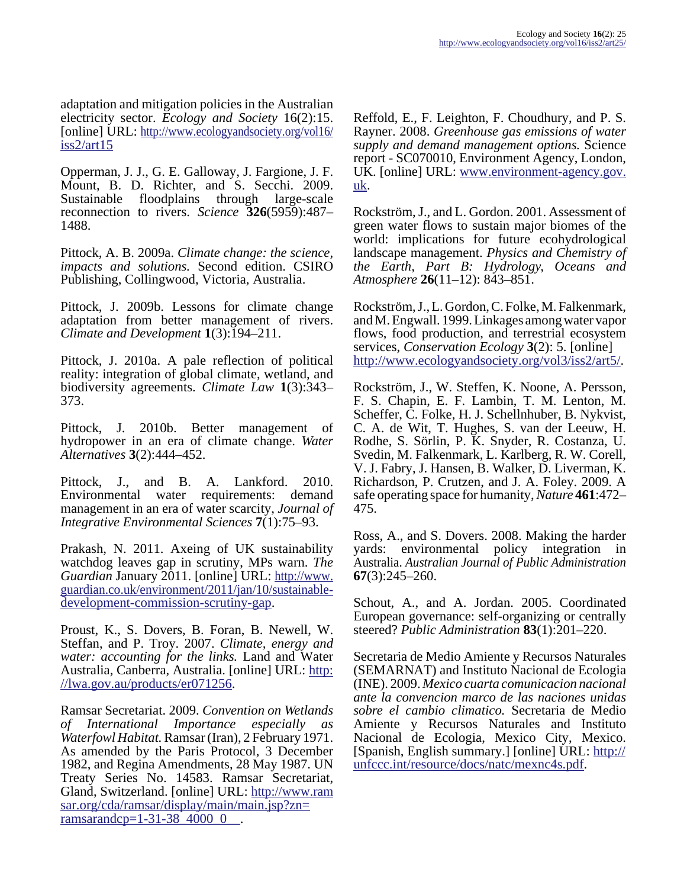adaptation and mitigation policies in the Australian electricity sector. *Ecology and Society* 16(2):15. [online] URL: http://www.ecologyandsociety.org/vol16/iss2/art15

Opperman, J. J., G. E. Galloway, J. Fargione, J. F. Mount, B. D. Richter, and S. Secchi. 2009. Sustainable floodplains through large-scale reconnection to rivers. *Science* **326**(5959):487–1488.

Pittock, A. B. 2009a. *Climate change: the science, impacts and solutions.* Second edition. CSIRO Publishing, Collingwood, Victoria, Australia.

Pittock, J. 2009b. Lessons for climate change adaptation from better management of rivers. *Climate and Development* **1**(3):194–211.

Pittock, J. 2010a. A pale reflection of political reality: integration of global climate, wetland, and biodiversity agreements. *Climate Law* **1**(3):343–373.

Pittock, J. 2010b. Better management of hydropower in an era of climate change. *Water Alternatives* **3**(2):444–452.

Pittock, J., and B. A. Lankford. 2010. Environmental water requirements: demand management in an era of water scarcity, *Journal of Integrative Environmental Sciences* **7**(1):75–93.

Prakash, N. 2011. Axeing of UK sustainability watchdog leaves gap in scrutiny, MPs warn. *The Guardian* January 2011. [online] URL: http://www.guardian.co.uk/environment/2011/jan/10/sustainable-development-commission-scrutiny-gap.

Proust, K., S. Dovers, B. Foran, B. Newell, W. Steffan, and P. Troy. 2007. *Climate, energy and water: accounting for the links.* Land and Water Australia, Canberra, Australia. [online] URL: http://lwa.gov.au/products/er071256.

Ramsar Secretariat. 2009. *Convention on Wetlands of International Importance especially as Waterfowl Habitat.* Ramsar (Iran), 2 February 1971. As amended by the Paris Protocol, 3 December 1982, and Regina Amendments, 28 May 1987. UN Treaty Series No. 14583. Ramsar Secretariat, Gland, Switzerland. [online] URL: http://www.ramsar.org/cda/ramsar/display/main/main.jsp?zn=ramsarandcp=1-31-38_4000_0__.

Reffold, E., F. Leighton, F. Choudhury, and P. S. Rayner. 2008. *Greenhouse gas emissions of water supply and demand management options.* Science report - SC070010, Environment Agency, London, UK. [online] URL: www.environment-agency.gov.uk.

Rockström, J., and L. Gordon. 2001. Assessment of green water flows to sustain major biomes of the world: implications for future ecohydrological landscape management. *Physics and Chemistry of the Earth, Part B: Hydrology, Oceans and Atmosphere* **26**(11–12): 843–851.

Rockström, J., L. Gordon, C. Folke, M. Falkenmark, and M. Engwall. 1999. Linkages among water vapor flows, food production, and terrestrial ecosystem services, *Conservation Ecology* **3**(2): 5. [online] http://www.ecologyandsociety.org/vol3/iss2/art5/.

Rockström, J., W. Steffen, K. Noone, A. Persson, F. S. Chapin, E. F. Lambin, T. M. Lenton, M. Scheffer, C. Folke, H. J. Schellnhuber, B. Nykvist, C. A. de Wit, T. Hughes, S. van der Leeuw, H. Rodhe, S. Sörlin, P. K. Snyder, R. Costanza, U. Svedin, M. Falkenmark, L. Karlberg, R. W. Corell, V. J. Fabry, J. Hansen, B. Walker, D. Liverman, K. Richardson, P. Crutzen, and J. A. Foley. 2009. A safe operating space for humanity, *Nature* **461**:472–475.

Ross, A., and S. Dovers. 2008. Making the harder yards: environmental policy integration in Australia. *Australian Journal of Public Administration* **67**(3):245–260.

Schout, A., and A. Jordan. 2005. Coordinated European governance: self-organizing or centrally steered? *Public Administration* **83**(1):201–220.

Secretaria de Medio Amiente y Recursos Naturales (SEMARNAT) and Instituto Nacional de Ecologia (INE). 2009. *Mexico cuarta comunicacion nacional ante la convencion marco de las naciones unidas sobre el cambio climatico.* Secretaria de Medio Amiente y Recursos Naturales and Instituto Nacional de Ecologia, Mexico City, Mexico. [Spanish, English summary.] [online] URL: http://unfccc.int/resource/docs/natc/mexnc4s.pdf.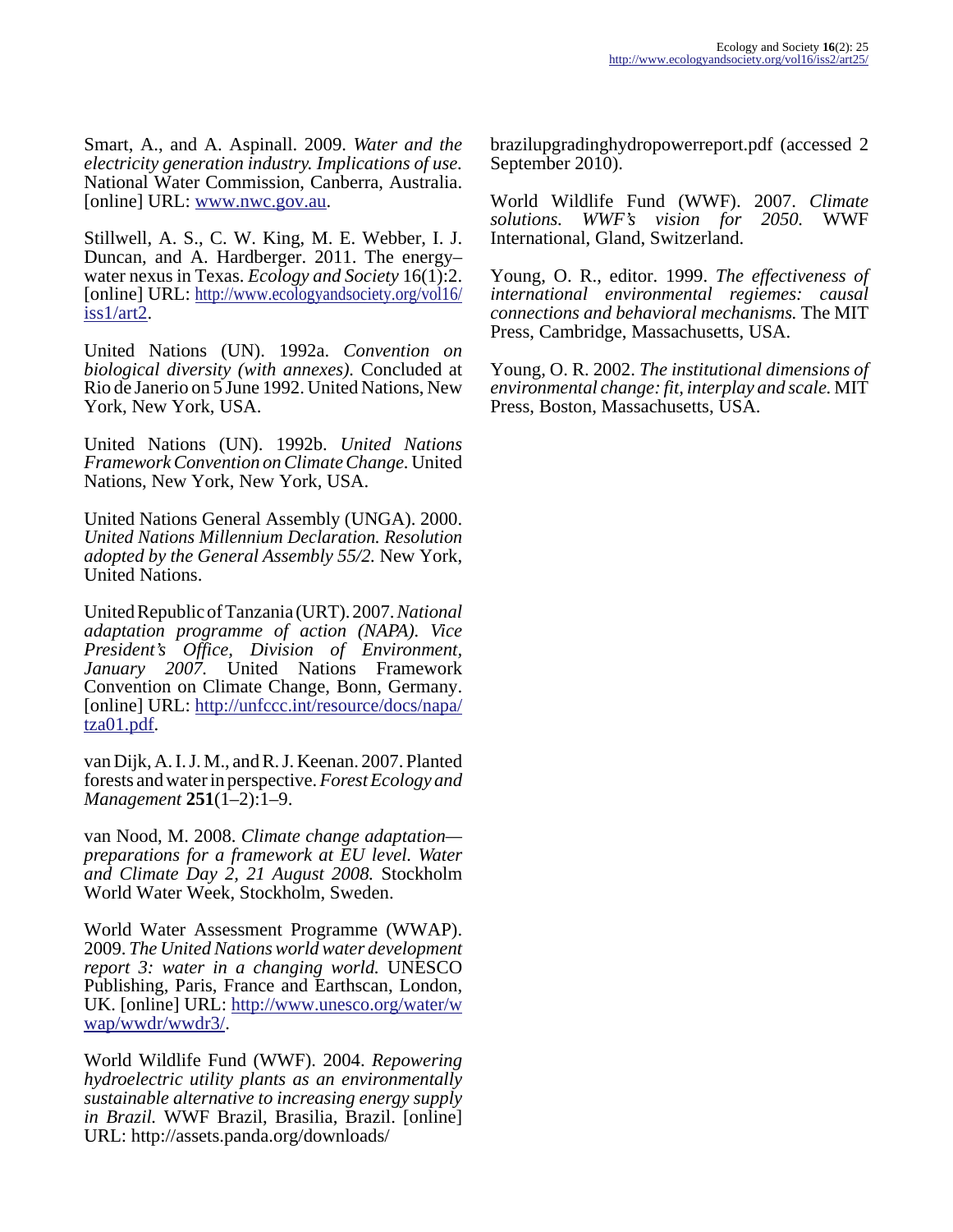Smart, A., and A. Aspinall. 2009. *Water and the electricity generation industry. Implications of use.* National Water Commission, Canberra, Australia. [online] URL: www.nwc.gov.au.

Stillwell, A. S., C. W. King, M. E. Webber, I. J. Duncan, and A. Hardberger. 2011. The energy–water nexus in Texas. *Ecology and Society* 16(1):2. [online] URL: http://www.ecologyandsociety.org/vol16/iss1/art2.

United Nations (UN). 1992a. *Convention on biological diversity (with annexes).* Concluded at Rio de Janerio on 5 June 1992. United Nations, New York, New York, USA.

United Nations (UN). 1992b. *United Nations Framework Convention on Climate Change.* United Nations, New York, New York, USA.

United Nations General Assembly (UNGA). 2000. *United Nations Millennium Declaration. Resolution adopted by the General Assembly 55/2.* New York, United Nations.

United Republic of Tanzania (URT). 2007. *National adaptation programme of action (NAPA). Vice President's Office, Division of Environment, January 2007.* United Nations Framework Convention on Climate Change, Bonn, Germany. [online] URL: http://unfccc.int/resource/docs/napa/tza01.pdf.

van Dijk, A. I. J. M., and R. J. Keenan. 2007. Planted forests and water in perspective. *Forest Ecology and Management* **251**(1–2):1–9.

van Nood, M. 2008. *Climate change adaptation—preparations for a framework at EU level. Water and Climate Day 2, 21 August 2008.* Stockholm World Water Week, Stockholm, Sweden.

World Water Assessment Programme (WWAP). 2009. *The United Nations world water development report 3: water in a changing world.* UNESCO Publishing, Paris, France and Earthscan, London, UK. [online] URL: http://www.unesco.org/water/wwap/wwdr/wwdr3/.

World Wildlife Fund (WWF). 2004. *Repowering hydroelectric utility plants as an environmentally sustainable alternative to increasing energy supply in Brazil.* WWF Brazil, Brasilia, Brazil. [online] URL: http://assets.panda.org/downloads/brazilupgradinghydropowerreport.pdf (accessed 2 September 2010).

World Wildlife Fund (WWF). 2007. *Climate solutions. WWF's vision for 2050.* WWF International, Gland, Switzerland.

Young, O. R., editor. 1999. *The effectiveness of international environmental regiemes: causal connections and behavioral mechanisms.* The MIT Press, Cambridge, Massachusetts, USA.

Young, O. R. 2002. *The institutional dimensions of environmental change: fit, interplay and scale.* MIT Press, Boston, Massachusetts, USA.